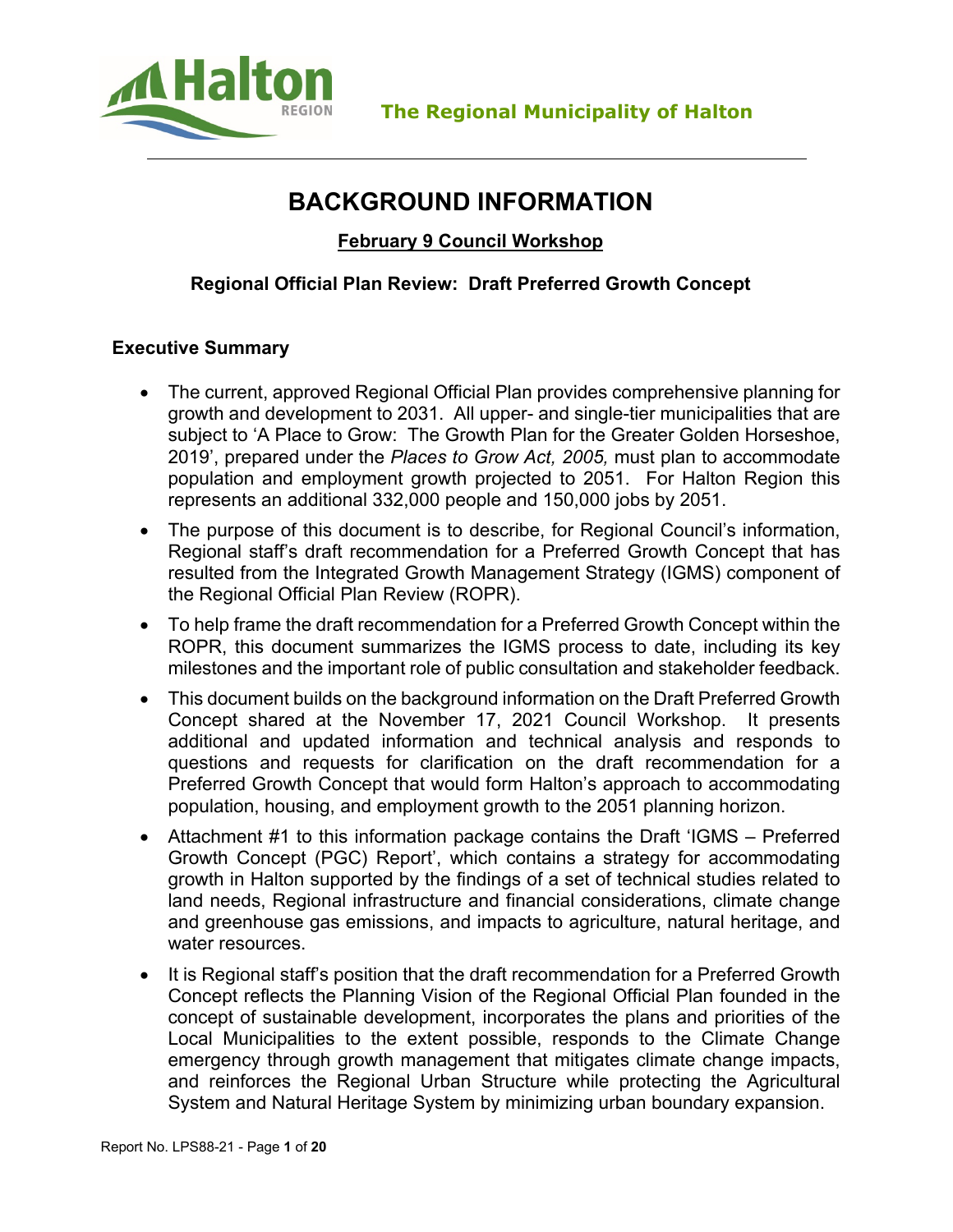The Regional Municipality of Halton

# BACKGROUND INFORMATION

**February 9 Council Workshop**

**Regional Official Plan Review: Draft Preferred Growth Concept**

## Executive Summary

- The current, approved Regional Official Plan provides comprehensive planning for growth and development to 2031. All upper- and single-tier municipalities that are subject to 'A Place to Grow: The Growth Plan for the Greater Golden Horseshoe, 2019', prepared under the *Places to Grow Act, 2005,* must plan to accommodate population and employment growth projected to 2051. For Halton Region this represents an additional 332,000 people and 150,000 jobs by 2051.
- The purpose of this document is to describe, for Regional Council's information, Regional staff's draft recommendation for a Preferred Growth Concept that has resulted from the Integrated Growth Management Strategy (IGMS) component of the Regional Official Plan Review (ROPR).
- To help frame the draft recommendation for a Preferred Growth Concept within the ROPR, this document summarizes the IGMS process to date, including its key milestones and the important role of public consultation and stakeholder feedback.
- This document builds on the background information on the Draft Preferred Growth Concept shared at the November 17, 2021 Council Workshop. It presents additional and updated information and technical analysis and responds to questions and requests for clarification on the draft recommendation for a Preferred Growth Concept that would form Halton's approach to accommodating population, housing, and employment growth to the 2051 planning horizon.
- Attachment #1 to this information package contains the Draft 'IGMS – Preferred Growth Concept (PGC) Report', which contains a strategy for accommodating growth in Halton supported by the findings of a set of technical studies related to land needs, Regional infrastructure and financial considerations, climate change and greenhouse gas emissions, and impacts to agriculture, natural heritage, and water resources.
- It is Regional staff's position that the draft recommendation for a Preferred Growth Concept reflects the Planning Vision of the Regional Official Plan founded in the concept of sustainable development, incorporates the plans and priorities of the Local Municipalities to the extent possible, responds to the Climate Change emergency through growth management that mitigates climate change impacts, and reinforces the Regional Urban Structure while protecting the Agricultural System and Natural Heritage System by minimizing urban boundary expansion.

Report No. LPS88-21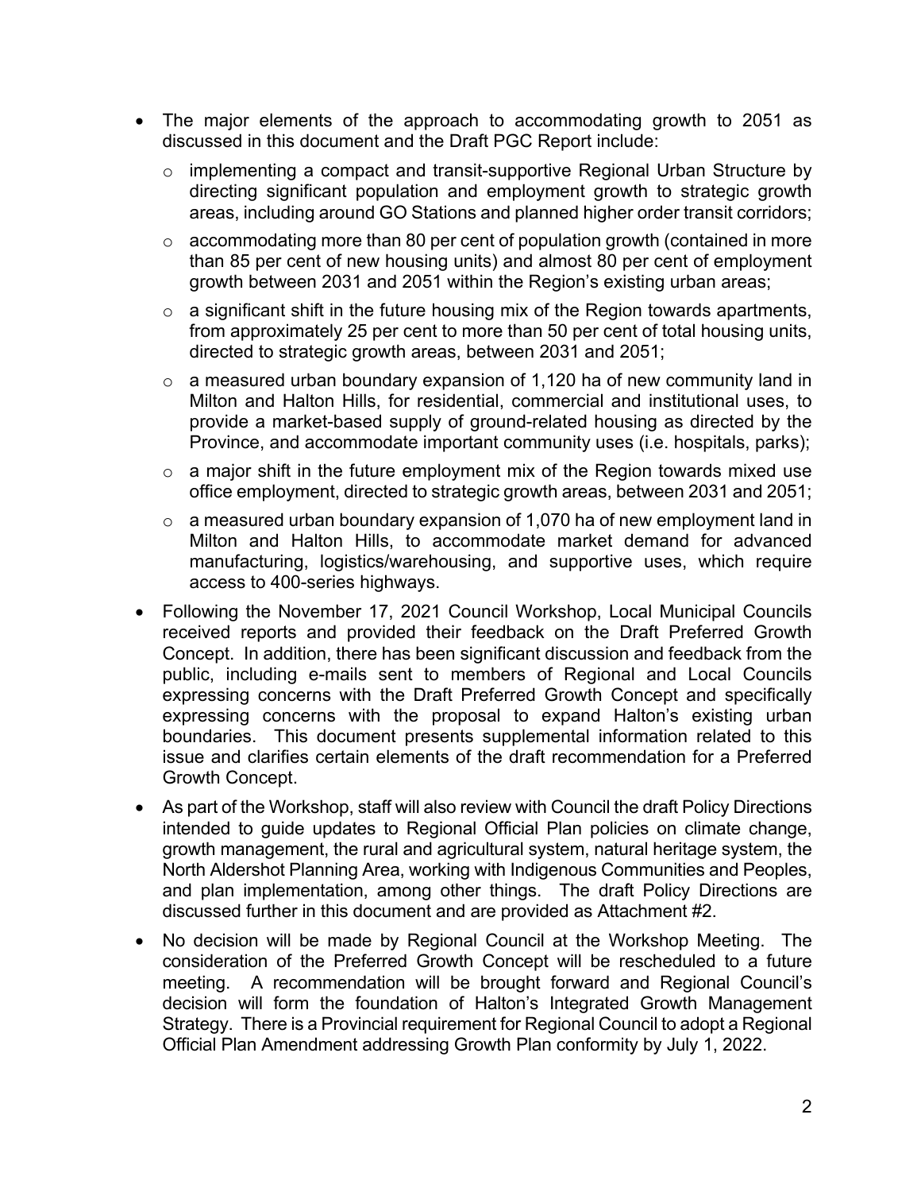- The major elements of the approach to accommodating growth to 2051 as discussed in this document and the Draft PGC Report include:
  - implementing a compact and transit-supportive Regional Urban Structure by directing significant population and employment growth to strategic growth areas, including around GO Stations and planned higher order transit corridors;
  - accommodating more than 80 per cent of population growth (contained in more than 85 per cent of new housing units) and almost 80 per cent of employment growth between 2031 and 2051 within the Region's existing urban areas;
  - a significant shift in the future housing mix of the Region towards apartments, from approximately 25 per cent to more than 50 per cent of total housing units, directed to strategic growth areas, between 2031 and 2051;
  - a measured urban boundary expansion of 1,120 ha of new community land in Milton and Halton Hills, for residential, commercial and institutional uses, to provide a market-based supply of ground-related housing as directed by the Province, and accommodate important community uses (i.e. hospitals, parks);
  - a major shift in the future employment mix of the Region towards mixed use office employment, directed to strategic growth areas, between 2031 and 2051;
  - a measured urban boundary expansion of 1,070 ha of new employment land in Milton and Halton Hills, to accommodate market demand for advanced manufacturing, logistics/warehousing, and supportive uses, which require access to 400-series highways.
- Following the November 17, 2021 Council Workshop, Local Municipal Councils received reports and provided their feedback on the Draft Preferred Growth Concept. In addition, there has been significant discussion and feedback from the public, including e-mails sent to members of Regional and Local Councils expressing concerns with the Draft Preferred Growth Concept and specifically expressing concerns with the proposal to expand Halton's existing urban boundaries. This document presents supplemental information related to this issue and clarifies certain elements of the draft recommendation for a Preferred Growth Concept.
- As part of the Workshop, staff will also review with Council the draft Policy Directions intended to guide updates to Regional Official Plan policies on climate change, growth management, the rural and agricultural system, natural heritage system, the North Aldershot Planning Area, working with Indigenous Communities and Peoples, and plan implementation, among other things. The draft Policy Directions are discussed further in this document and are provided as Attachment #2.
- No decision will be made by Regional Council at the Workshop Meeting. The consideration of the Preferred Growth Concept will be rescheduled to a future meeting. A recommendation will be brought forward and Regional Council's decision will form the foundation of Halton's Integrated Growth Management Strategy. There is a Provincial requirement for Regional Council to adopt a Regional Official Plan Amendment addressing Growth Plan conformity by July 1, 2022.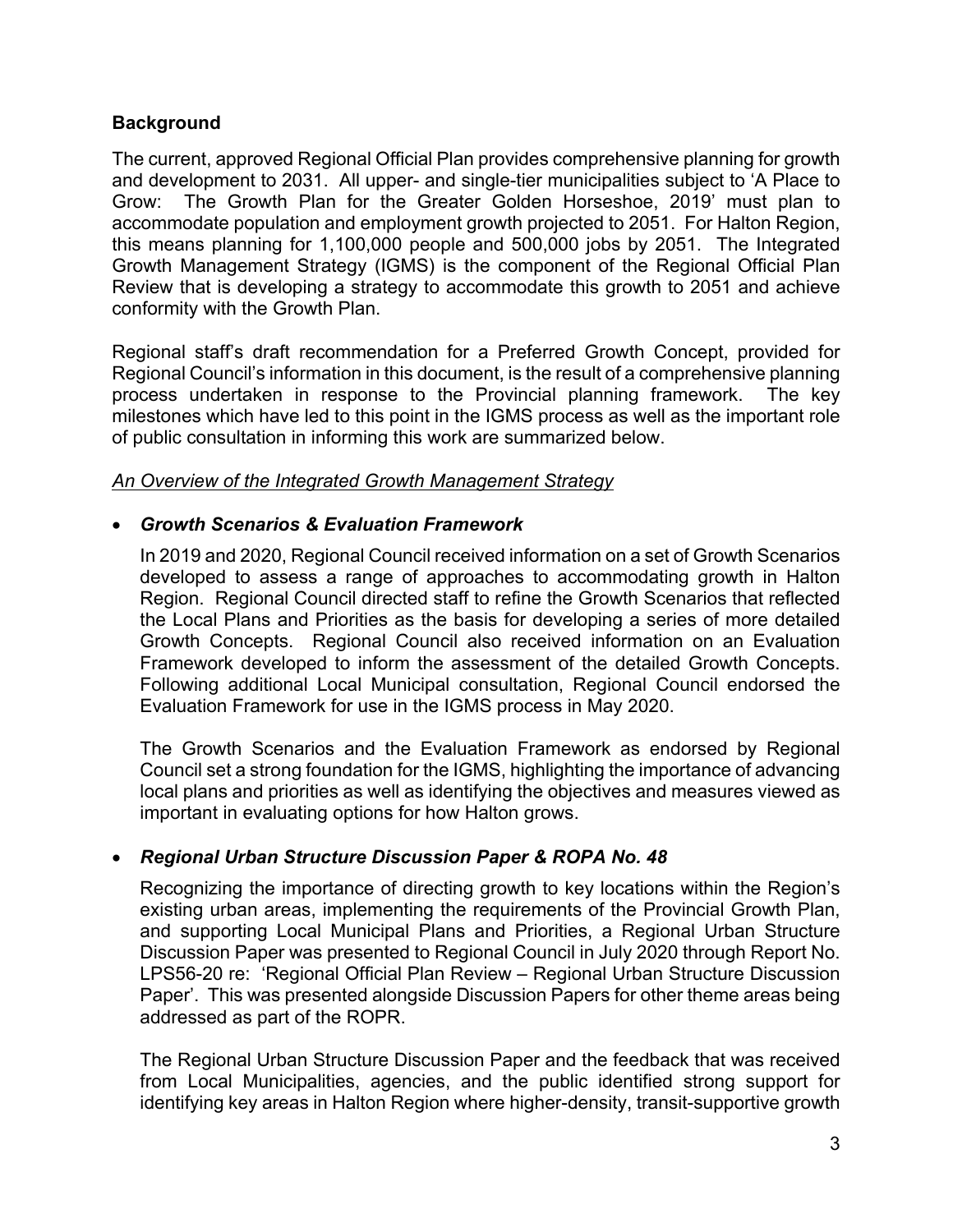## Background

The current, approved Regional Official Plan provides comprehensive planning for growth and development to 2031. All upper- and single-tier municipalities subject to 'A Place to Grow: The Growth Plan for the Greater Golden Horseshoe, 2019' must plan to accommodate population and employment growth projected to 2051. For Halton Region, this means planning for 1,100,000 people and 500,000 jobs by 2051. The Integrated Growth Management Strategy (IGMS) is the component of the Regional Official Plan Review that is developing a strategy to accommodate this growth to 2051 and achieve conformity with the Growth Plan.

Regional staff's draft recommendation for a Preferred Growth Concept, provided for Regional Council's information in this document, is the result of a comprehensive planning process undertaken in response to the Provincial planning framework. The key milestones which have led to this point in the IGMS process as well as the important role of public consultation in informing this work are summarized below.

<u>*An Overview of the Integrated Growth Management Strategy*</u>

- ***Growth Scenarios & Evaluation Framework***

  In 2019 and 2020, Regional Council received information on a set of Growth Scenarios developed to assess a range of approaches to accommodating growth in Halton Region. Regional Council directed staff to refine the Growth Scenarios that reflected the Local Plans and Priorities as the basis for developing a series of more detailed Growth Concepts. Regional Council also received information on an Evaluation Framework developed to inform the assessment of the detailed Growth Concepts. Following additional Local Municipal consultation, Regional Council endorsed the Evaluation Framework for use in the IGMS process in May 2020.

  The Growth Scenarios and the Evaluation Framework as endorsed by Regional Council set a strong foundation for the IGMS, highlighting the importance of advancing local plans and priorities as well as identifying the objectives and measures viewed as important in evaluating options for how Halton grows.

- ***Regional Urban Structure Discussion Paper & ROPA No. 48***

  Recognizing the importance of directing growth to key locations within the Region's existing urban areas, implementing the requirements of the Provincial Growth Plan, and supporting Local Municipal Plans and Priorities, a Regional Urban Structure Discussion Paper was presented to Regional Council in July 2020 through Report No. LPS56-20 re: 'Regional Official Plan Review – Regional Urban Structure Discussion Paper'. This was presented alongside Discussion Papers for other theme areas being addressed as part of the ROPR.

  The Regional Urban Structure Discussion Paper and the feedback that was received from Local Municipalities, agencies, and the public identified strong support for identifying key areas in Halton Region where higher-density, transit-supportive growth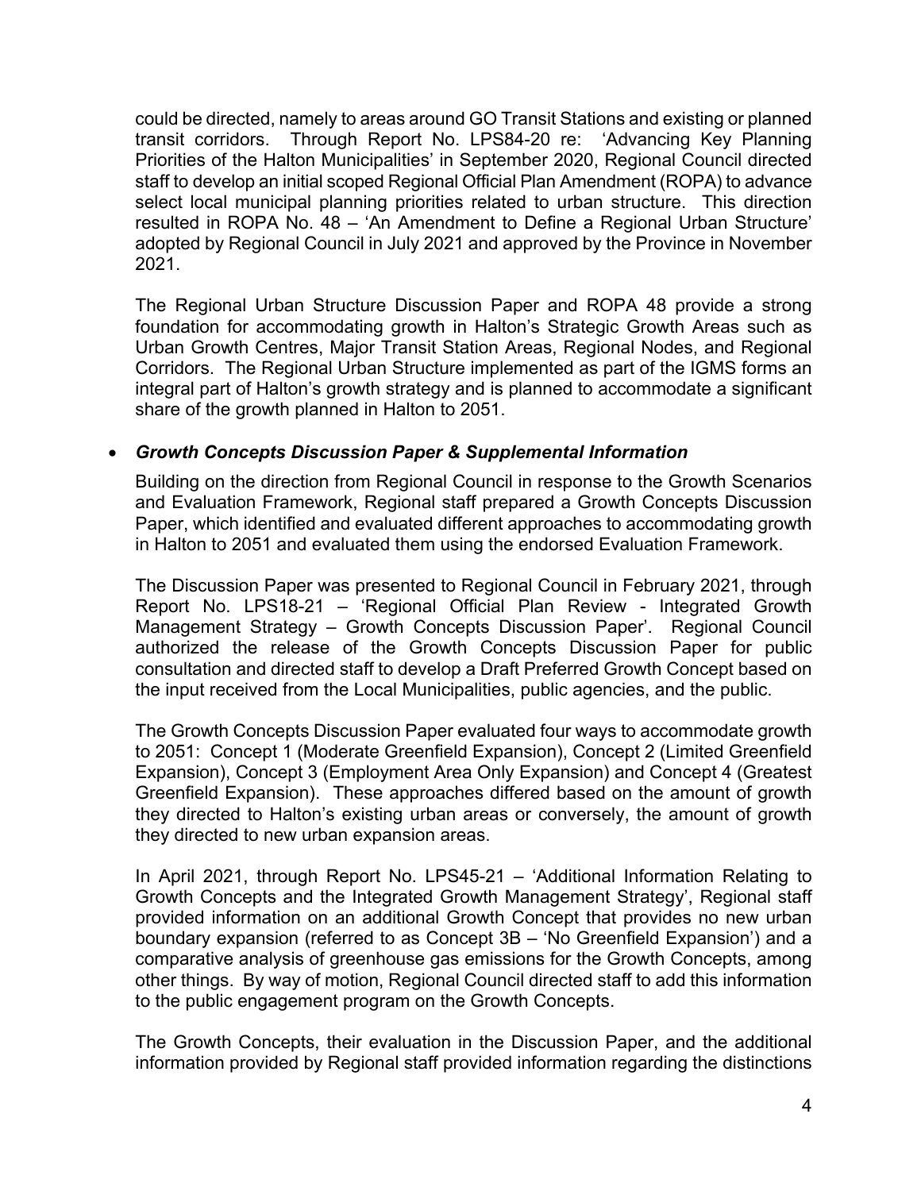could be directed, namely to areas around GO Transit Stations and existing or planned transit corridors. Through Report No. LPS84-20 re: 'Advancing Key Planning Priorities of the Halton Municipalities' in September 2020, Regional Council directed staff to develop an initial scoped Regional Official Plan Amendment (ROPA) to advance select local municipal planning priorities related to urban structure. This direction resulted in ROPA No. 48 – 'An Amendment to Define a Regional Urban Structure' adopted by Regional Council in July 2021 and approved by the Province in November 2021.

The Regional Urban Structure Discussion Paper and ROPA 48 provide a strong foundation for accommodating growth in Halton's Strategic Growth Areas such as Urban Growth Centres, Major Transit Station Areas, Regional Nodes, and Regional Corridors. The Regional Urban Structure implemented as part of the IGMS forms an integral part of Halton's growth strategy and is planned to accommodate a significant share of the growth planned in Halton to 2051.

- ***Growth Concepts Discussion Paper & Supplemental Information***

  Building on the direction from Regional Council in response to the Growth Scenarios and Evaluation Framework, Regional staff prepared a Growth Concepts Discussion Paper, which identified and evaluated different approaches to accommodating growth in Halton to 2051 and evaluated them using the endorsed Evaluation Framework.

  The Discussion Paper was presented to Regional Council in February 2021, through Report No. LPS18-21 – 'Regional Official Plan Review - Integrated Growth Management Strategy – Growth Concepts Discussion Paper'. Regional Council authorized the release of the Growth Concepts Discussion Paper for public consultation and directed staff to develop a Draft Preferred Growth Concept based on the input received from the Local Municipalities, public agencies, and the public.

  The Growth Concepts Discussion Paper evaluated four ways to accommodate growth to 2051: Concept 1 (Moderate Greenfield Expansion), Concept 2 (Limited Greenfield Expansion), Concept 3 (Employment Area Only Expansion) and Concept 4 (Greatest Greenfield Expansion). These approaches differed based on the amount of growth they directed to Halton's existing urban areas or conversely, the amount of growth they directed to new urban expansion areas.

  In April 2021, through Report No. LPS45-21 – 'Additional Information Relating to Growth Concepts and the Integrated Growth Management Strategy', Regional staff provided information on an additional Growth Concept that provides no new urban boundary expansion (referred to as Concept 3B – 'No Greenfield Expansion') and a comparative analysis of greenhouse gas emissions for the Growth Concepts, among other things. By way of motion, Regional Council directed staff to add this information to the public engagement program on the Growth Concepts.

  The Growth Concepts, their evaluation in the Discussion Paper, and the additional information provided by Regional staff provided information regarding the distinctions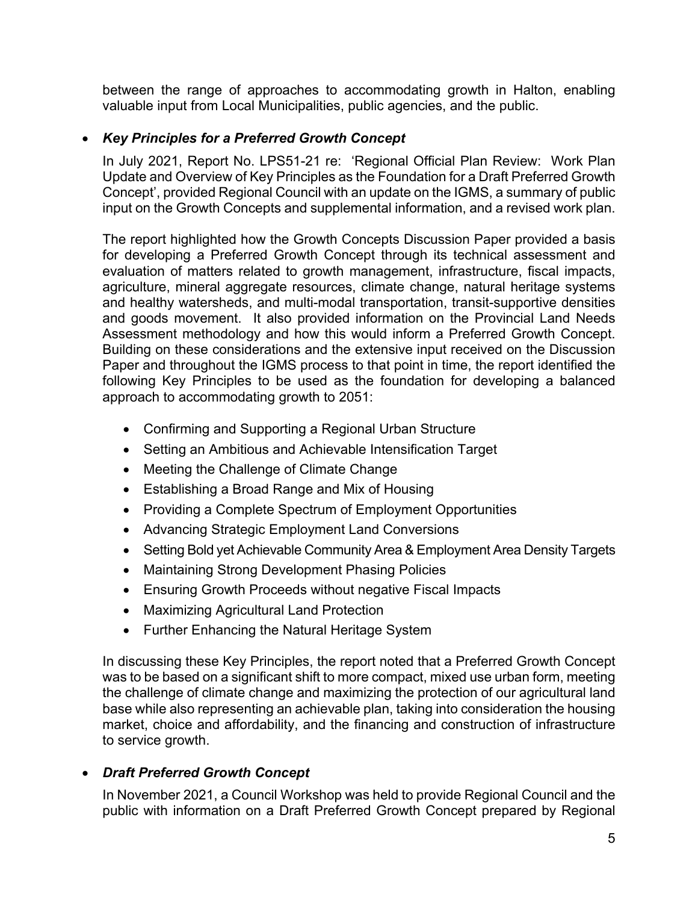between the range of approaches to accommodating growth in Halton, enabling valuable input from Local Municipalities, public agencies, and the public.

- ***Key Principles for a Preferred Growth Concept***

  In July 2021, Report No. LPS51-21 re: 'Regional Official Plan Review: Work Plan Update and Overview of Key Principles as the Foundation for a Draft Preferred Growth Concept', provided Regional Council with an update on the IGMS, a summary of public input on the Growth Concepts and supplemental information, and a revised work plan.

  The report highlighted how the Growth Concepts Discussion Paper provided a basis for developing a Preferred Growth Concept through its technical assessment and evaluation of matters related to growth management, infrastructure, fiscal impacts, agriculture, mineral aggregate resources, climate change, natural heritage systems and healthy watersheds, and multi-modal transportation, transit-supportive densities and goods movement. It also provided information on the Provincial Land Needs Assessment methodology and how this would inform a Preferred Growth Concept. Building on these considerations and the extensive input received on the Discussion Paper and throughout the IGMS process to that point in time, the report identified the following Key Principles to be used as the foundation for developing a balanced approach to accommodating growth to 2051:

  - Confirming and Supporting a Regional Urban Structure
  - Setting an Ambitious and Achievable Intensification Target
  - Meeting the Challenge of Climate Change
  - Establishing a Broad Range and Mix of Housing
  - Providing a Complete Spectrum of Employment Opportunities
  - Advancing Strategic Employment Land Conversions
  - Setting Bold yet Achievable Community Area & Employment Area Density Targets
  - Maintaining Strong Development Phasing Policies
  - Ensuring Growth Proceeds without negative Fiscal Impacts
  - Maximizing Agricultural Land Protection
  - Further Enhancing the Natural Heritage System

  In discussing these Key Principles, the report noted that a Preferred Growth Concept was to be based on a significant shift to more compact, mixed use urban form, meeting the challenge of climate change and maximizing the protection of our agricultural land base while also representing an achievable plan, taking into consideration the housing market, choice and affordability, and the financing and construction of infrastructure to service growth.

- ***Draft Preferred Growth Concept***

  In November 2021, a Council Workshop was held to provide Regional Council and the public with information on a Draft Preferred Growth Concept prepared by Regional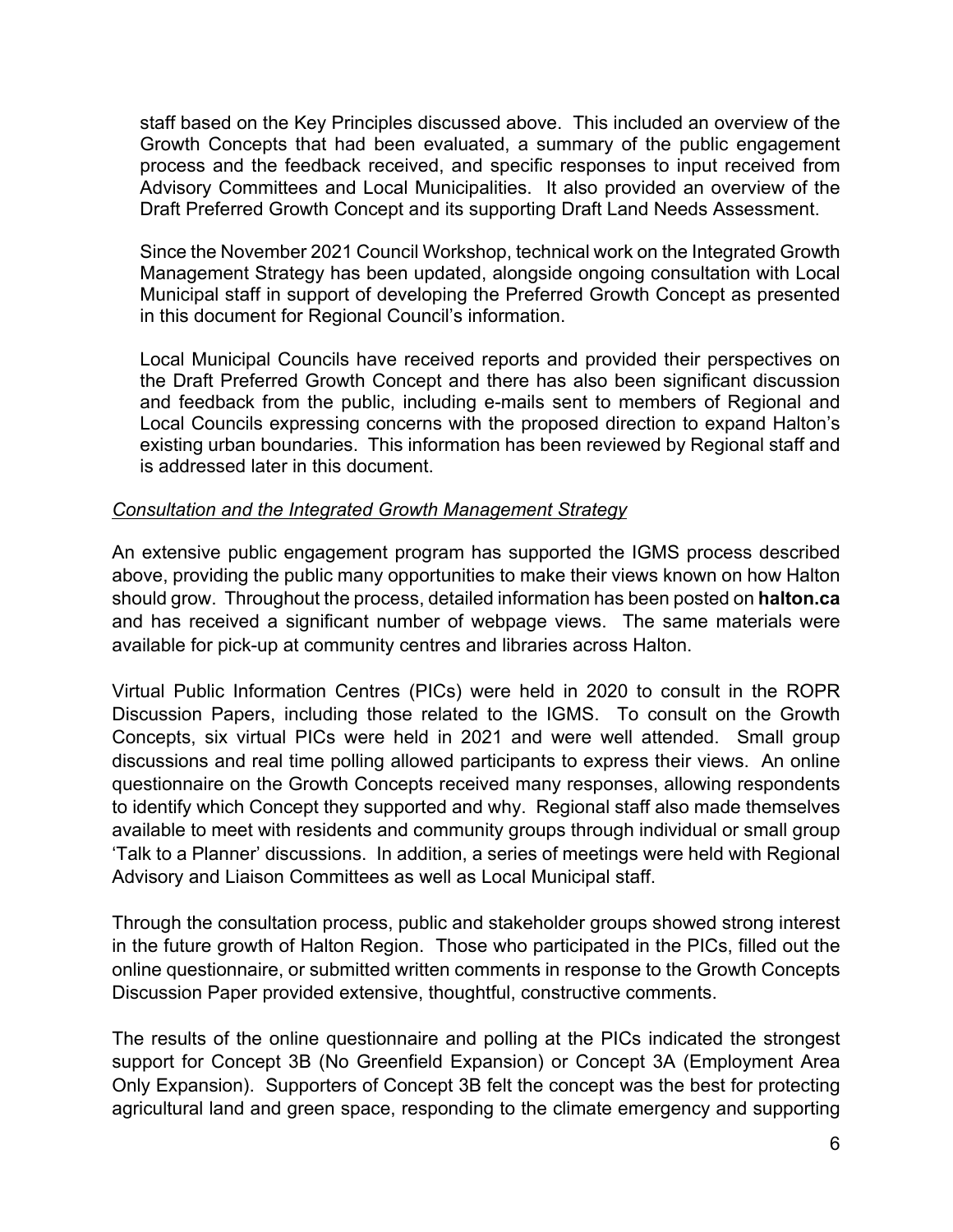staff based on the Key Principles discussed above. This included an overview of the Growth Concepts that had been evaluated, a summary of the public engagement process and the feedback received, and specific responses to input received from Advisory Committees and Local Municipalities. It also provided an overview of the Draft Preferred Growth Concept and its supporting Draft Land Needs Assessment.

Since the November 2021 Council Workshop, technical work on the Integrated Growth Management Strategy has been updated, alongside ongoing consultation with Local Municipal staff in support of developing the Preferred Growth Concept as presented in this document for Regional Council's information.

Local Municipal Councils have received reports and provided their perspectives on the Draft Preferred Growth Concept and there has also been significant discussion and feedback from the public, including e-mails sent to members of Regional and Local Councils expressing concerns with the proposed direction to expand Halton's existing urban boundaries. This information has been reviewed by Regional staff and is addressed later in this document.

*Consultation and the Integrated Growth Management Strategy*

An extensive public engagement program has supported the IGMS process described above, providing the public many opportunities to make their views known on how Halton should grow. Throughout the process, detailed information has been posted on **halton.ca** and has received a significant number of webpage views. The same materials were available for pick-up at community centres and libraries across Halton.

Virtual Public Information Centres (PICs) were held in 2020 to consult in the ROPR Discussion Papers, including those related to the IGMS. To consult on the Growth Concepts, six virtual PICs were held in 2021 and were well attended. Small group discussions and real time polling allowed participants to express their views. An online questionnaire on the Growth Concepts received many responses, allowing respondents to identify which Concept they supported and why. Regional staff also made themselves available to meet with residents and community groups through individual or small group 'Talk to a Planner' discussions. In addition, a series of meetings were held with Regional Advisory and Liaison Committees as well as Local Municipal staff.

Through the consultation process, public and stakeholder groups showed strong interest in the future growth of Halton Region. Those who participated in the PICs, filled out the online questionnaire, or submitted written comments in response to the Growth Concepts Discussion Paper provided extensive, thoughtful, constructive comments.

The results of the online questionnaire and polling at the PICs indicated the strongest support for Concept 3B (No Greenfield Expansion) or Concept 3A (Employment Area Only Expansion). Supporters of Concept 3B felt the concept was the best for protecting agricultural land and green space, responding to the climate emergency and supporting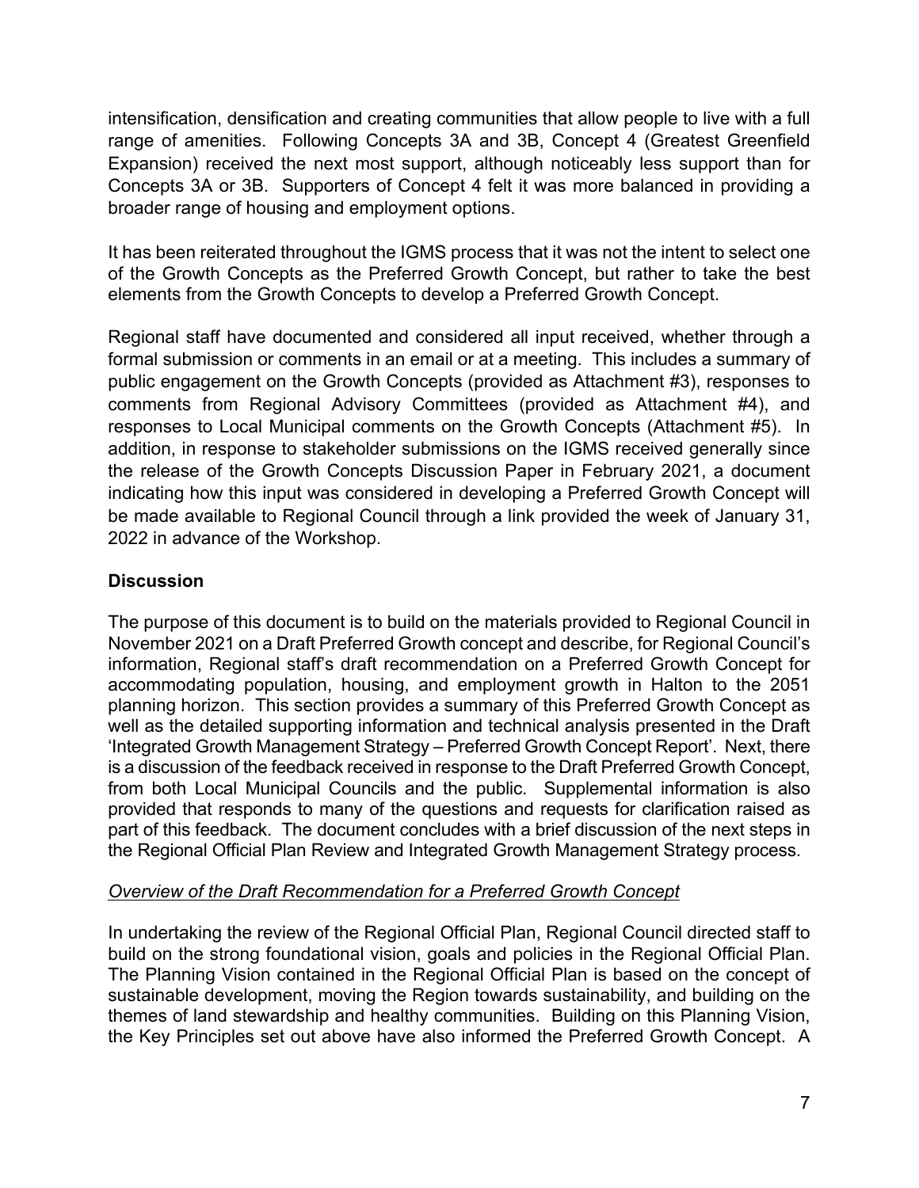intensification, densification and creating communities that allow people to live with a full range of amenities. Following Concepts 3A and 3B, Concept 4 (Greatest Greenfield Expansion) received the next most support, although noticeably less support than for Concepts 3A or 3B. Supporters of Concept 4 felt it was more balanced in providing a broader range of housing and employment options.

It has been reiterated throughout the IGMS process that it was not the intent to select one of the Growth Concepts as the Preferred Growth Concept, but rather to take the best elements from the Growth Concepts to develop a Preferred Growth Concept.

Regional staff have documented and considered all input received, whether through a formal submission or comments in an email or at a meeting. This includes a summary of public engagement on the Growth Concepts (provided as Attachment #3), responses to comments from Regional Advisory Committees (provided as Attachment #4), and responses to Local Municipal comments on the Growth Concepts (Attachment #5). In addition, in response to stakeholder submissions on the IGMS received generally since the release of the Growth Concepts Discussion Paper in February 2021, a document indicating how this input was considered in developing a Preferred Growth Concept will be made available to Regional Council through a link provided the week of January 31, 2022 in advance of the Workshop.

## Discussion

The purpose of this document is to build on the materials provided to Regional Council in November 2021 on a Draft Preferred Growth concept and describe, for Regional Council's information, Regional staff's draft recommendation on a Preferred Growth Concept for accommodating population, housing, and employment growth in Halton to the 2051 planning horizon. This section provides a summary of this Preferred Growth Concept as well as the detailed supporting information and technical analysis presented in the Draft 'Integrated Growth Management Strategy – Preferred Growth Concept Report'. Next, there is a discussion of the feedback received in response to the Draft Preferred Growth Concept, from both Local Municipal Councils and the public. Supplemental information is also provided that responds to many of the questions and requests for clarification raised as part of this feedback. The document concludes with a brief discussion of the next steps in the Regional Official Plan Review and Integrated Growth Management Strategy process.

### *Overview of the Draft Recommendation for a Preferred Growth Concept*

In undertaking the review of the Regional Official Plan, Regional Council directed staff to build on the strong foundational vision, goals and policies in the Regional Official Plan. The Planning Vision contained in the Regional Official Plan is based on the concept of sustainable development, moving the Region towards sustainability, and building on the themes of land stewardship and healthy communities. Building on this Planning Vision, the Key Principles set out above have also informed the Preferred Growth Concept. A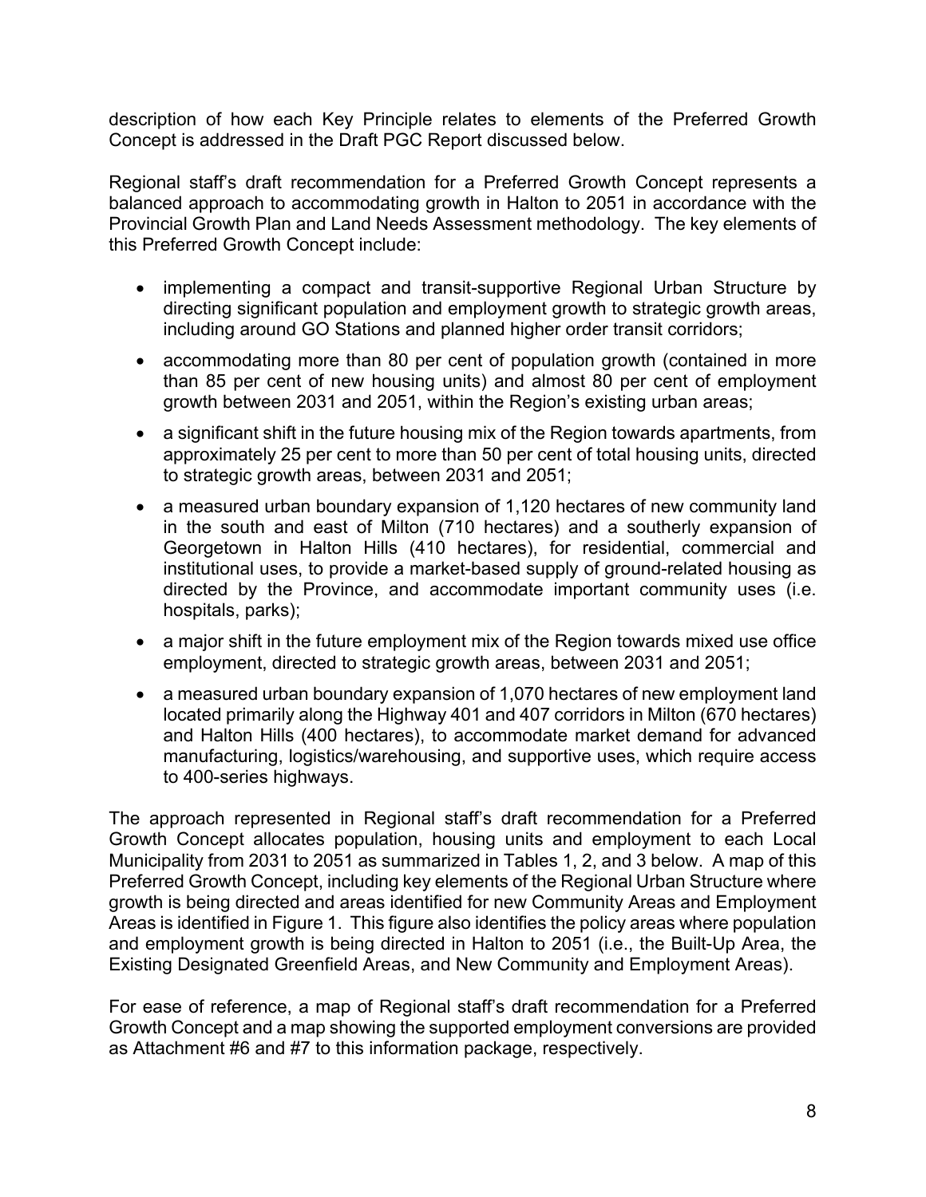description of how each Key Principle relates to elements of the Preferred Growth Concept is addressed in the Draft PGC Report discussed below.

Regional staff's draft recommendation for a Preferred Growth Concept represents a balanced approach to accommodating growth in Halton to 2051 in accordance with the Provincial Growth Plan and Land Needs Assessment methodology. The key elements of this Preferred Growth Concept include:

- implementing a compact and transit-supportive Regional Urban Structure by directing significant population and employment growth to strategic growth areas, including around GO Stations and planned higher order transit corridors;
- accommodating more than 80 per cent of population growth (contained in more than 85 per cent of new housing units) and almost 80 per cent of employment growth between 2031 and 2051, within the Region's existing urban areas;
- a significant shift in the future housing mix of the Region towards apartments, from approximately 25 per cent to more than 50 per cent of total housing units, directed to strategic growth areas, between 2031 and 2051;
- a measured urban boundary expansion of 1,120 hectares of new community land in the south and east of Milton (710 hectares) and a southerly expansion of Georgetown in Halton Hills (410 hectares), for residential, commercial and institutional uses, to provide a market-based supply of ground-related housing as directed by the Province, and accommodate important community uses (i.e. hospitals, parks);
- a major shift in the future employment mix of the Region towards mixed use office employment, directed to strategic growth areas, between 2031 and 2051;
- a measured urban boundary expansion of 1,070 hectares of new employment land located primarily along the Highway 401 and 407 corridors in Milton (670 hectares) and Halton Hills (400 hectares), to accommodate market demand for advanced manufacturing, logistics/warehousing, and supportive uses, which require access to 400-series highways.

The approach represented in Regional staff's draft recommendation for a Preferred Growth Concept allocates population, housing units and employment to each Local Municipality from 2031 to 2051 as summarized in Tables 1, 2, and 3 below. A map of this Preferred Growth Concept, including key elements of the Regional Urban Structure where growth is being directed and areas identified for new Community Areas and Employment Areas is identified in Figure 1. This figure also identifies the policy areas where population and employment growth is being directed in Halton to 2051 (i.e., the Built-Up Area, the Existing Designated Greenfield Areas, and New Community and Employment Areas).

For ease of reference, a map of Regional staff's draft recommendation for a Preferred Growth Concept and a map showing the supported employment conversions are provided as Attachment #6 and #7 to this information package, respectively.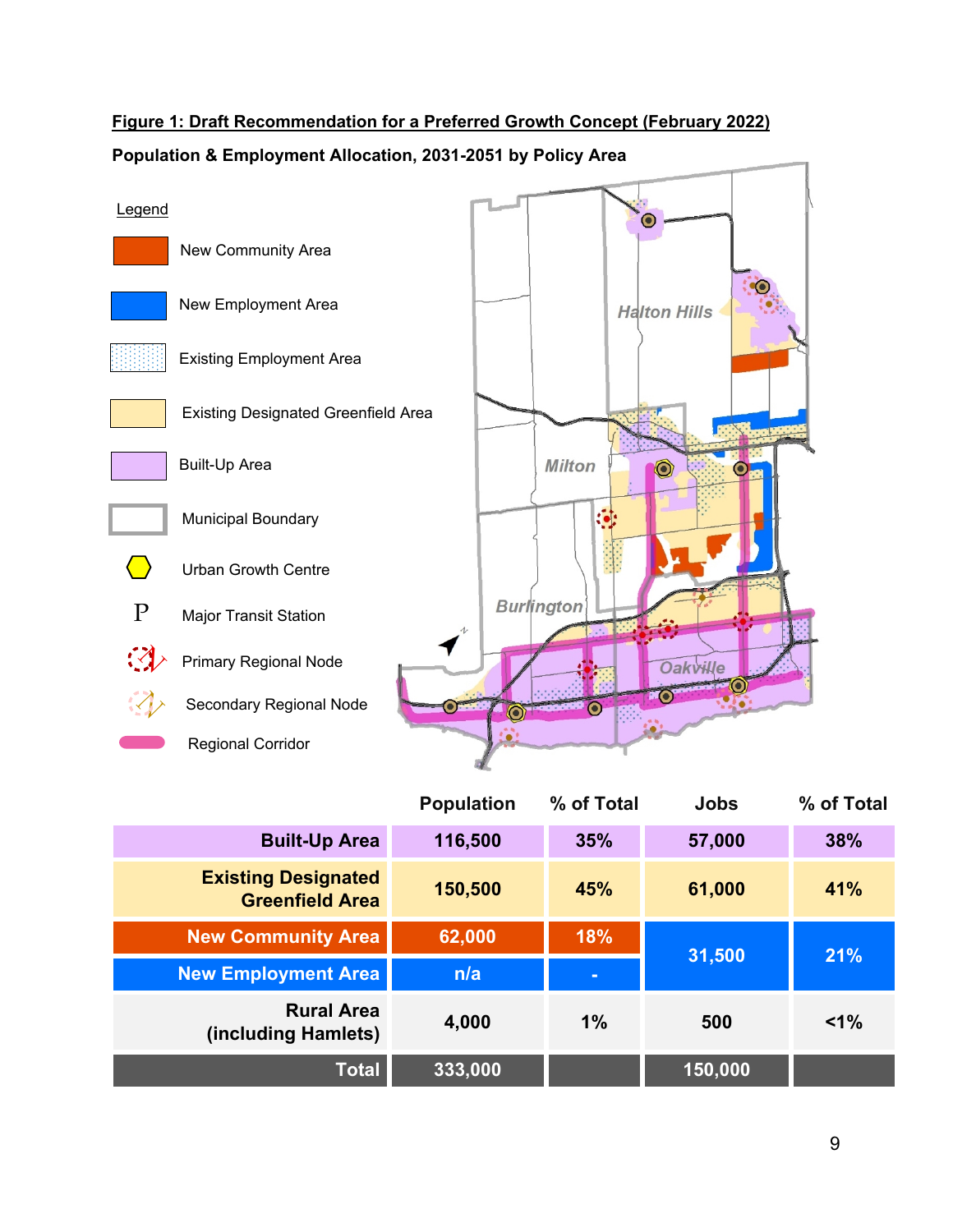**Figure 1: Draft Recommendation for a Preferred Growth Concept (February 2022)**

**Population & Employment Allocation, 2031-2051 by Policy Area**

Legend

- New Community Area
- New Employment Area
- Existing Employment Area
- Existing Designated Greenfield Area
- Built-Up Area
- Municipal Boundary
- Urban Growth Centre
- Major Transit Station
- Primary Regional Node
- Secondary Regional Node
- Regional Corridor

| | Population | % of Total | Jobs | % of Total |
|---|---|---|---|---|
| **Built-Up Area** | **116,500** | **35%** | **57,000** | **38%** |
| **Existing Designated Greenfield Area** | **150,500** | **45%** | **61,000** | **41%** |
| **New Community Area** | **62,000** | **18%** | **31,500** | **21%** |
| **New Employment Area** | **n/a** | **-** | | |
| **Rural Area (including Hamlets)** | **4,000** | **1%** | **500** | **<1%** |
| **Total** | **333,000** | | **150,000** | |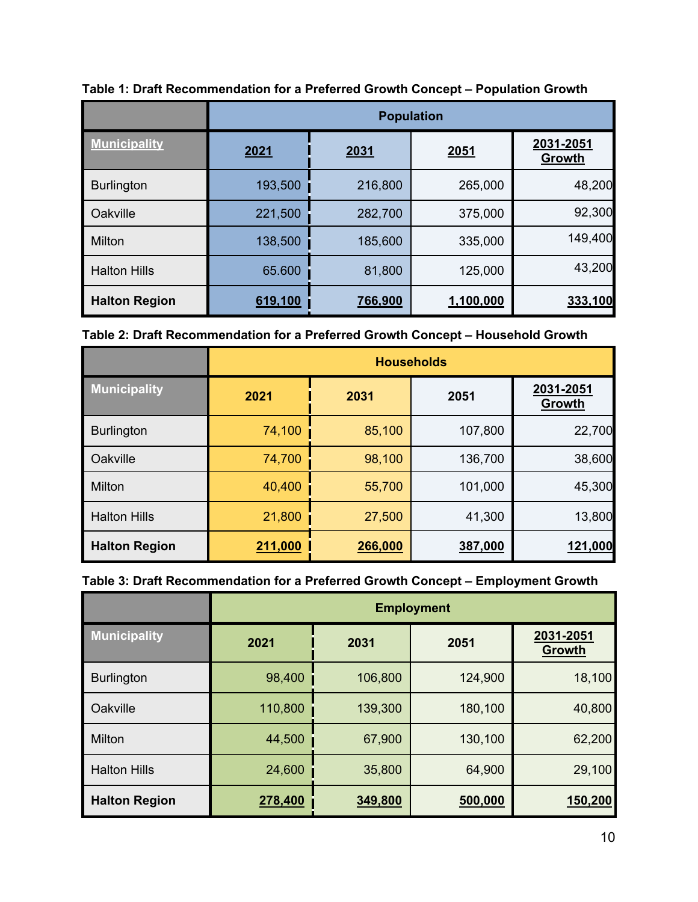**Table 1: Draft Recommendation for a Preferred Growth Concept – Population Growth**

| Municipality | Population | | | |
|---|---|---|---|---|
| | **2021** | **2031** | **2051** | **2031-2051 Growth** |
| Burlington | 193,500 | 216,800 | 265,000 | 48,200 |
| Oakville | 221,500 | 282,700 | 375,000 | 92,300 |
| Milton | 138,500 | 185,600 | 335,000 | 149,400 |
| Halton Hills | 65.600 | 81,800 | 125,000 | 43,200 |
| **Halton Region** | **619,100** | **766,900** | **1,100,000** | **333,100** |

**Table 2: Draft Recommendation for a Preferred Growth Concept – Household Growth**

| Municipality | Households | | | |
|---|---|---|---|---|
| | **2021** | **2031** | **2051** | **2031-2051 Growth** |
| Burlington | 74,100 | 85,100 | 107,800 | 22,700 |
| Oakville | 74,700 | 98,100 | 136,700 | 38,600 |
| Milton | 40,400 | 55,700 | 101,000 | 45,300 |
| Halton Hills | 21,800 | 27,500 | 41,300 | 13,800 |
| **Halton Region** | **211,000** | **266,000** | **387,000** | **121,000** |

**Table 3: Draft Recommendation for a Preferred Growth Concept – Employment Growth**

| Municipality | Employment | | | |
|---|---|---|---|---|
| | **2021** | **2031** | **2051** | **2031-2051 Growth** |
| Burlington | 98,400 | 106,800 | 124,900 | 18,100 |
| Oakville | 110,800 | 139,300 | 180,100 | 40,800 |
| Milton | 44,500 | 67,900 | 130,100 | 62,200 |
| Halton Hills | 24,600 | 35,800 | 64,900 | 29,100 |
| **Halton Region** | **278,400** | **349,800** | **500,000** | **150,200** |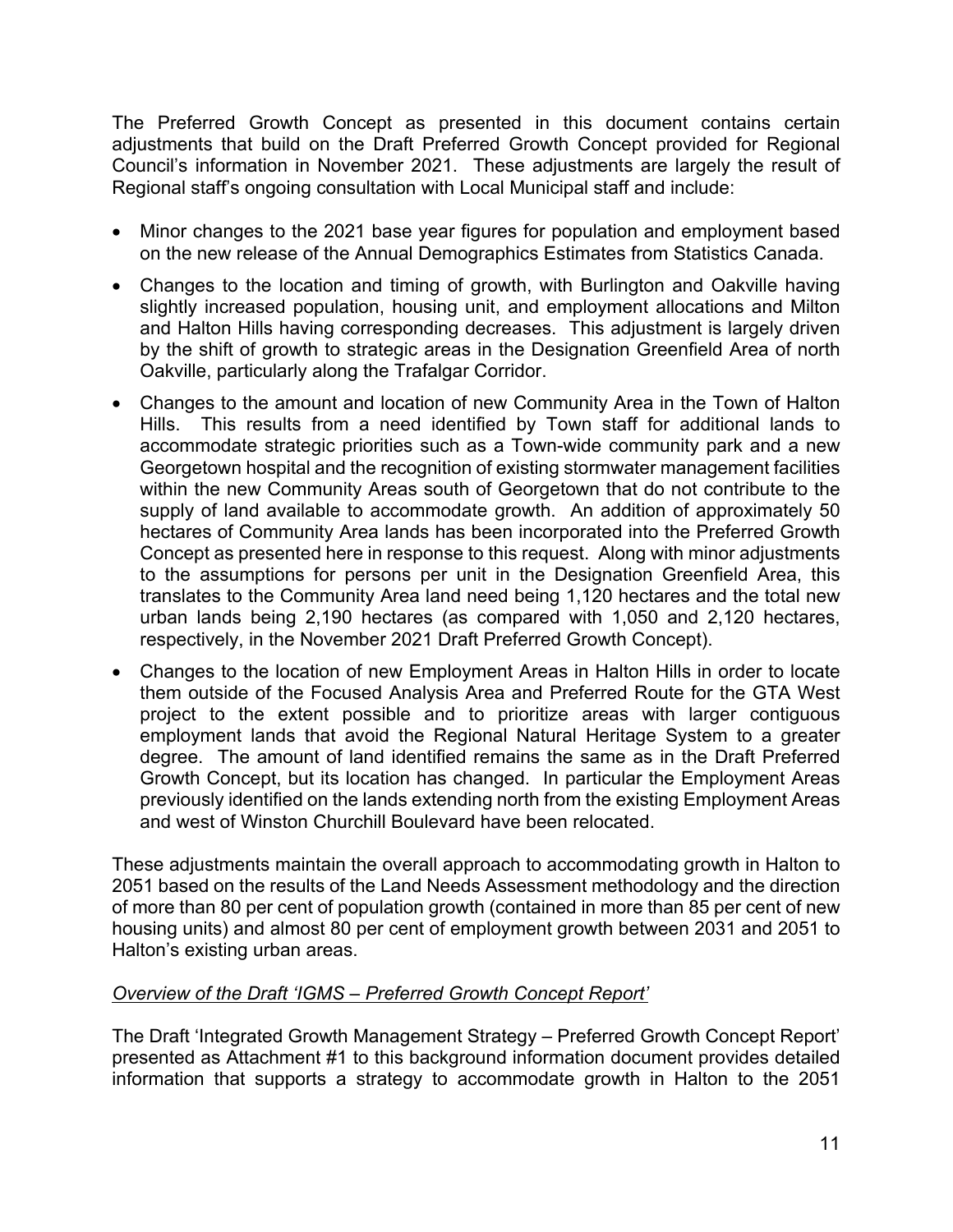The Preferred Growth Concept as presented in this document contains certain adjustments that build on the Draft Preferred Growth Concept provided for Regional Council's information in November 2021. These adjustments are largely the result of Regional staff's ongoing consultation with Local Municipal staff and include:

- Minor changes to the 2021 base year figures for population and employment based on the new release of the Annual Demographics Estimates from Statistics Canada.
- Changes to the location and timing of growth, with Burlington and Oakville having slightly increased population, housing unit, and employment allocations and Milton and Halton Hills having corresponding decreases. This adjustment is largely driven by the shift of growth to strategic areas in the Designation Greenfield Area of north Oakville, particularly along the Trafalgar Corridor.
- Changes to the amount and location of new Community Area in the Town of Halton Hills. This results from a need identified by Town staff for additional lands to accommodate strategic priorities such as a Town-wide community park and a new Georgetown hospital and the recognition of existing stormwater management facilities within the new Community Areas south of Georgetown that do not contribute to the supply of land available to accommodate growth. An addition of approximately 50 hectares of Community Area lands has been incorporated into the Preferred Growth Concept as presented here in response to this request. Along with minor adjustments to the assumptions for persons per unit in the Designation Greenfield Area, this translates to the Community Area land need being 1,120 hectares and the total new urban lands being 2,190 hectares (as compared with 1,050 and 2,120 hectares, respectively, in the November 2021 Draft Preferred Growth Concept).
- Changes to the location of new Employment Areas in Halton Hills in order to locate them outside of the Focused Analysis Area and Preferred Route for the GTA West project to the extent possible and to prioritize areas with larger contiguous employment lands that avoid the Regional Natural Heritage System to a greater degree. The amount of land identified remains the same as in the Draft Preferred Growth Concept, but its location has changed. In particular the Employment Areas previously identified on the lands extending north from the existing Employment Areas and west of Winston Churchill Boulevard have been relocated.

These adjustments maintain the overall approach to accommodating growth in Halton to 2051 based on the results of the Land Needs Assessment methodology and the direction of more than 80 per cent of population growth (contained in more than 85 per cent of new housing units) and almost 80 per cent of employment growth between 2031 and 2051 to Halton's existing urban areas.

*Overview of the Draft 'IGMS – Preferred Growth Concept Report'*

The Draft 'Integrated Growth Management Strategy – Preferred Growth Concept Report' presented as Attachment #1 to this background information document provides detailed information that supports a strategy to accommodate growth in Halton to the 2051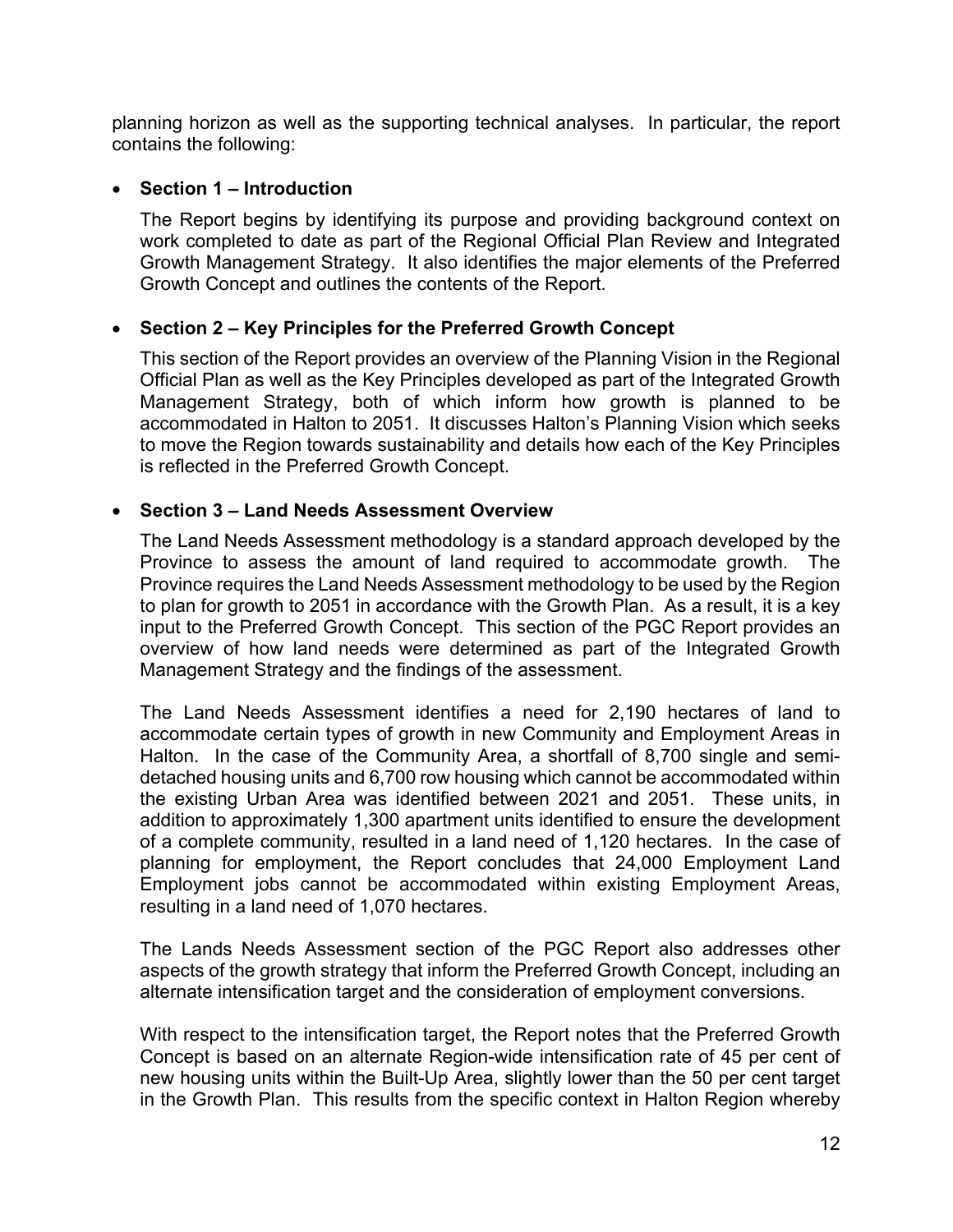planning horizon as well as the supporting technical analyses. In particular, the report contains the following:

- **Section 1 – Introduction**

  The Report begins by identifying its purpose and providing background context on work completed to date as part of the Regional Official Plan Review and Integrated Growth Management Strategy. It also identifies the major elements of the Preferred Growth Concept and outlines the contents of the Report.

- **Section 2 – Key Principles for the Preferred Growth Concept**

  This section of the Report provides an overview of the Planning Vision in the Regional Official Plan as well as the Key Principles developed as part of the Integrated Growth Management Strategy, both of which inform how growth is planned to be accommodated in Halton to 2051. It discusses Halton's Planning Vision which seeks to move the Region towards sustainability and details how each of the Key Principles is reflected in the Preferred Growth Concept.

- **Section 3 – Land Needs Assessment Overview**

  The Land Needs Assessment methodology is a standard approach developed by the Province to assess the amount of land required to accommodate growth. The Province requires the Land Needs Assessment methodology to be used by the Region to plan for growth to 2051 in accordance with the Growth Plan. As a result, it is a key input to the Preferred Growth Concept. This section of the PGC Report provides an overview of how land needs were determined as part of the Integrated Growth Management Strategy and the findings of the assessment.

  The Land Needs Assessment identifies a need for 2,190 hectares of land to accommodate certain types of growth in new Community and Employment Areas in Halton. In the case of the Community Area, a shortfall of 8,700 single and semi-detached housing units and 6,700 row housing which cannot be accommodated within the existing Urban Area was identified between 2021 and 2051. These units, in addition to approximately 1,300 apartment units identified to ensure the development of a complete community, resulted in a land need of 1,120 hectares. In the case of planning for employment, the Report concludes that 24,000 Employment Land Employment jobs cannot be accommodated within existing Employment Areas, resulting in a land need of 1,070 hectares.

  The Lands Needs Assessment section of the PGC Report also addresses other aspects of the growth strategy that inform the Preferred Growth Concept, including an alternate intensification target and the consideration of employment conversions.

  With respect to the intensification target, the Report notes that the Preferred Growth Concept is based on an alternate Region-wide intensification rate of 45 per cent of new housing units within the Built-Up Area, slightly lower than the 50 per cent target in the Growth Plan. This results from the specific context in Halton Region whereby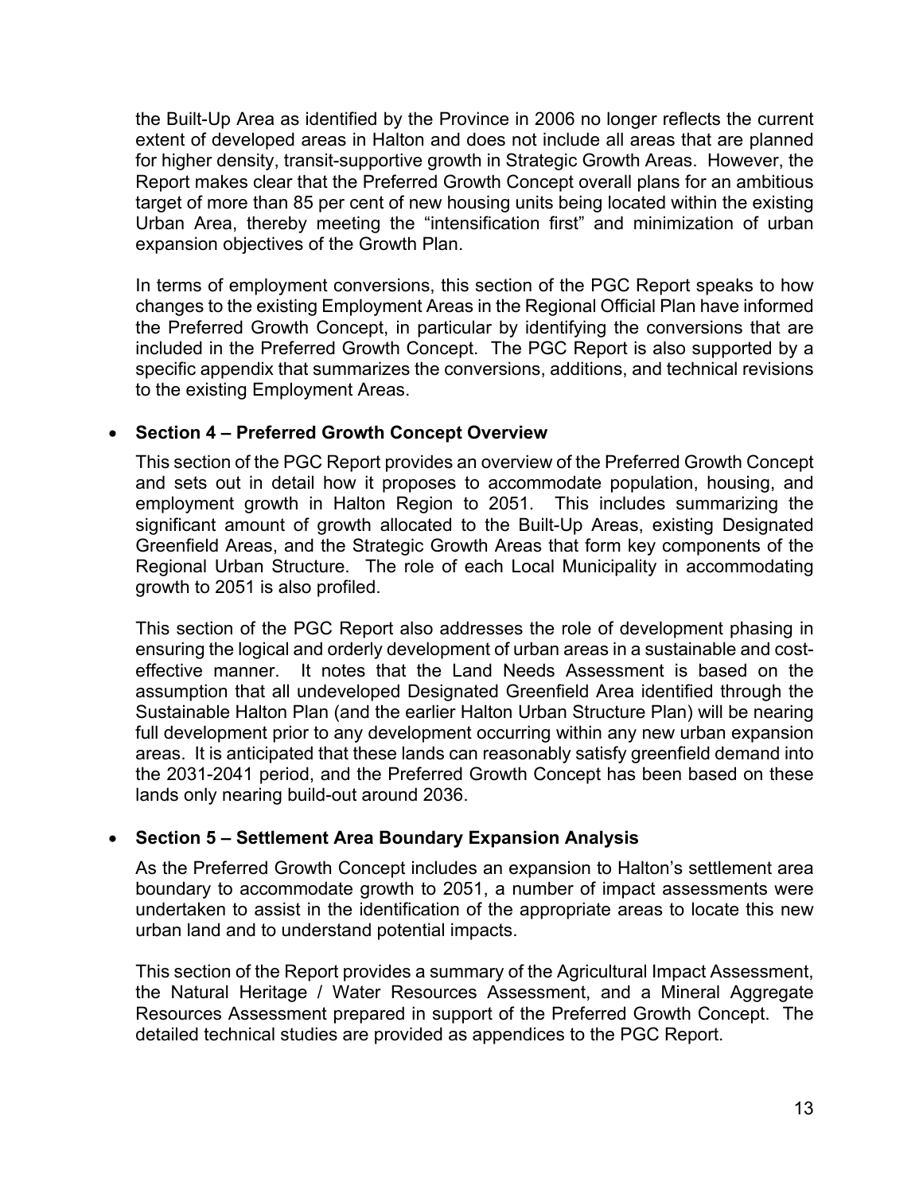the Built-Up Area as identified by the Province in 2006 no longer reflects the current extent of developed areas in Halton and does not include all areas that are planned for higher density, transit-supportive growth in Strategic Growth Areas. However, the Report makes clear that the Preferred Growth Concept overall plans for an ambitious target of more than 85 per cent of new housing units being located within the existing Urban Area, thereby meeting the "intensification first" and minimization of urban expansion objectives of the Growth Plan.

In terms of employment conversions, this section of the PGC Report speaks to how changes to the existing Employment Areas in the Regional Official Plan have informed the Preferred Growth Concept, in particular by identifying the conversions that are included in the Preferred Growth Concept. The PGC Report is also supported by a specific appendix that summarizes the conversions, additions, and technical revisions to the existing Employment Areas.

- **Section 4 – Preferred Growth Concept Overview**

  This section of the PGC Report provides an overview of the Preferred Growth Concept and sets out in detail how it proposes to accommodate population, housing, and employment growth in Halton Region to 2051. This includes summarizing the significant amount of growth allocated to the Built-Up Areas, existing Designated Greenfield Areas, and the Strategic Growth Areas that form key components of the Regional Urban Structure. The role of each Local Municipality in accommodating growth to 2051 is also profiled.

  This section of the PGC Report also addresses the role of development phasing in ensuring the logical and orderly development of urban areas in a sustainable and cost-effective manner. It notes that the Land Needs Assessment is based on the assumption that all undeveloped Designated Greenfield Area identified through the Sustainable Halton Plan (and the earlier Halton Urban Structure Plan) will be nearing full development prior to any development occurring within any new urban expansion areas. It is anticipated that these lands can reasonably satisfy greenfield demand into the 2031-2041 period, and the Preferred Growth Concept has been based on these lands only nearing build-out around 2036.

- **Section 5 – Settlement Area Boundary Expansion Analysis**

  As the Preferred Growth Concept includes an expansion to Halton's settlement area boundary to accommodate growth to 2051, a number of impact assessments were undertaken to assist in the identification of the appropriate areas to locate this new urban land and to understand potential impacts.

  This section of the Report provides a summary of the Agricultural Impact Assessment, the Natural Heritage / Water Resources Assessment, and a Mineral Aggregate Resources Assessment prepared in support of the Preferred Growth Concept. The detailed technical studies are provided as appendices to the PGC Report.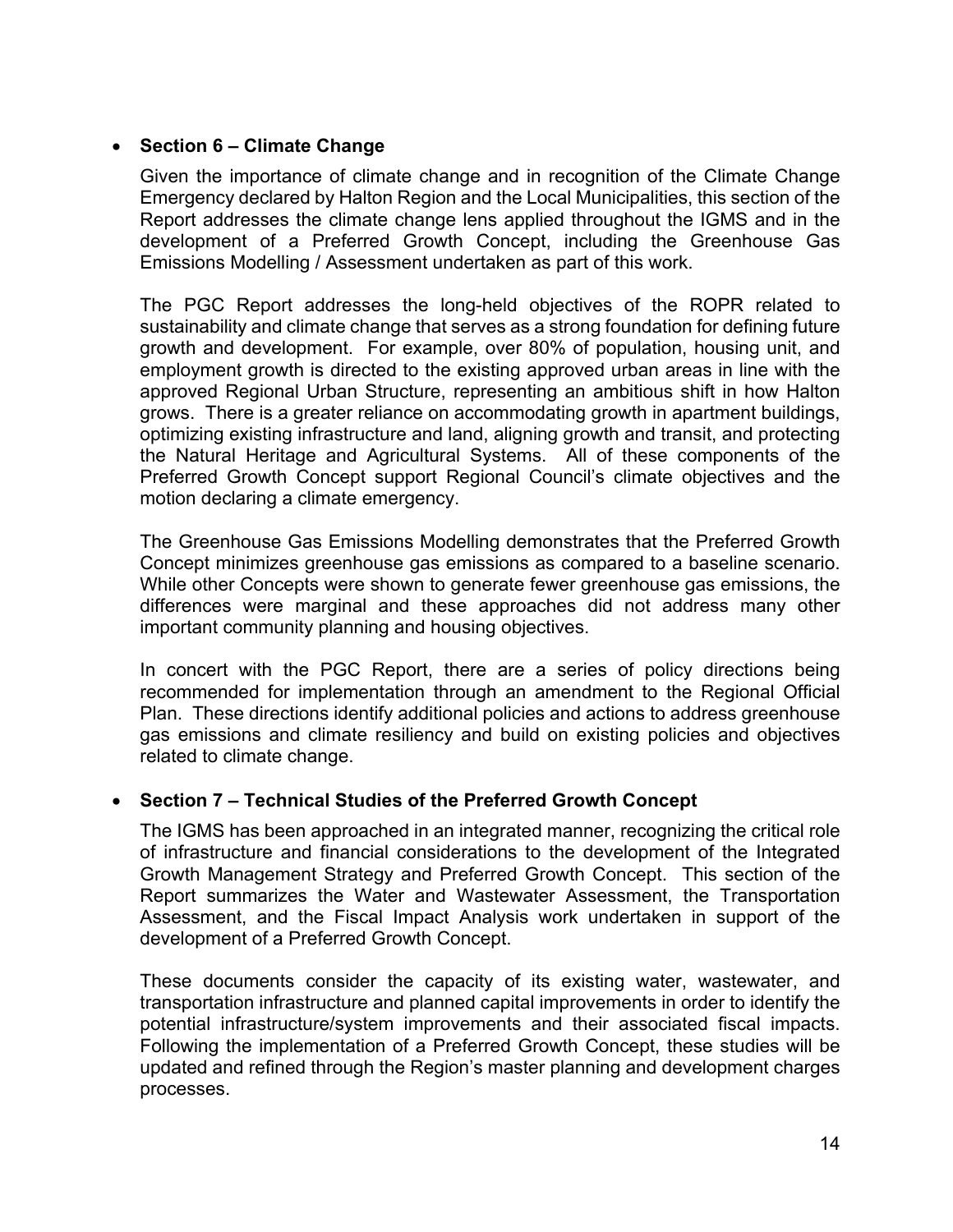- **Section 6 – Climate Change**

  Given the importance of climate change and in recognition of the Climate Change Emergency declared by Halton Region and the Local Municipalities, this section of the Report addresses the climate change lens applied throughout the IGMS and in the development of a Preferred Growth Concept, including the Greenhouse Gas Emissions Modelling / Assessment undertaken as part of this work.

  The PGC Report addresses the long-held objectives of the ROPR related to sustainability and climate change that serves as a strong foundation for defining future growth and development. For example, over 80% of population, housing unit, and employment growth is directed to the existing approved urban areas in line with the approved Regional Urban Structure, representing an ambitious shift in how Halton grows. There is a greater reliance on accommodating growth in apartment buildings, optimizing existing infrastructure and land, aligning growth and transit, and protecting the Natural Heritage and Agricultural Systems. All of these components of the Preferred Growth Concept support Regional Council's climate objectives and the motion declaring a climate emergency.

  The Greenhouse Gas Emissions Modelling demonstrates that the Preferred Growth Concept minimizes greenhouse gas emissions as compared to a baseline scenario. While other Concepts were shown to generate fewer greenhouse gas emissions, the differences were marginal and these approaches did not address many other important community planning and housing objectives.

  In concert with the PGC Report, there are a series of policy directions being recommended for implementation through an amendment to the Regional Official Plan. These directions identify additional policies and actions to address greenhouse gas emissions and climate resiliency and build on existing policies and objectives related to climate change.

- **Section 7 – Technical Studies of the Preferred Growth Concept**

  The IGMS has been approached in an integrated manner, recognizing the critical role of infrastructure and financial considerations to the development of the Integrated Growth Management Strategy and Preferred Growth Concept. This section of the Report summarizes the Water and Wastewater Assessment, the Transportation Assessment, and the Fiscal Impact Analysis work undertaken in support of the development of a Preferred Growth Concept.

  These documents consider the capacity of its existing water, wastewater, and transportation infrastructure and planned capital improvements in order to identify the potential infrastructure/system improvements and their associated fiscal impacts. Following the implementation of a Preferred Growth Concept, these studies will be updated and refined through the Region's master planning and development charges processes.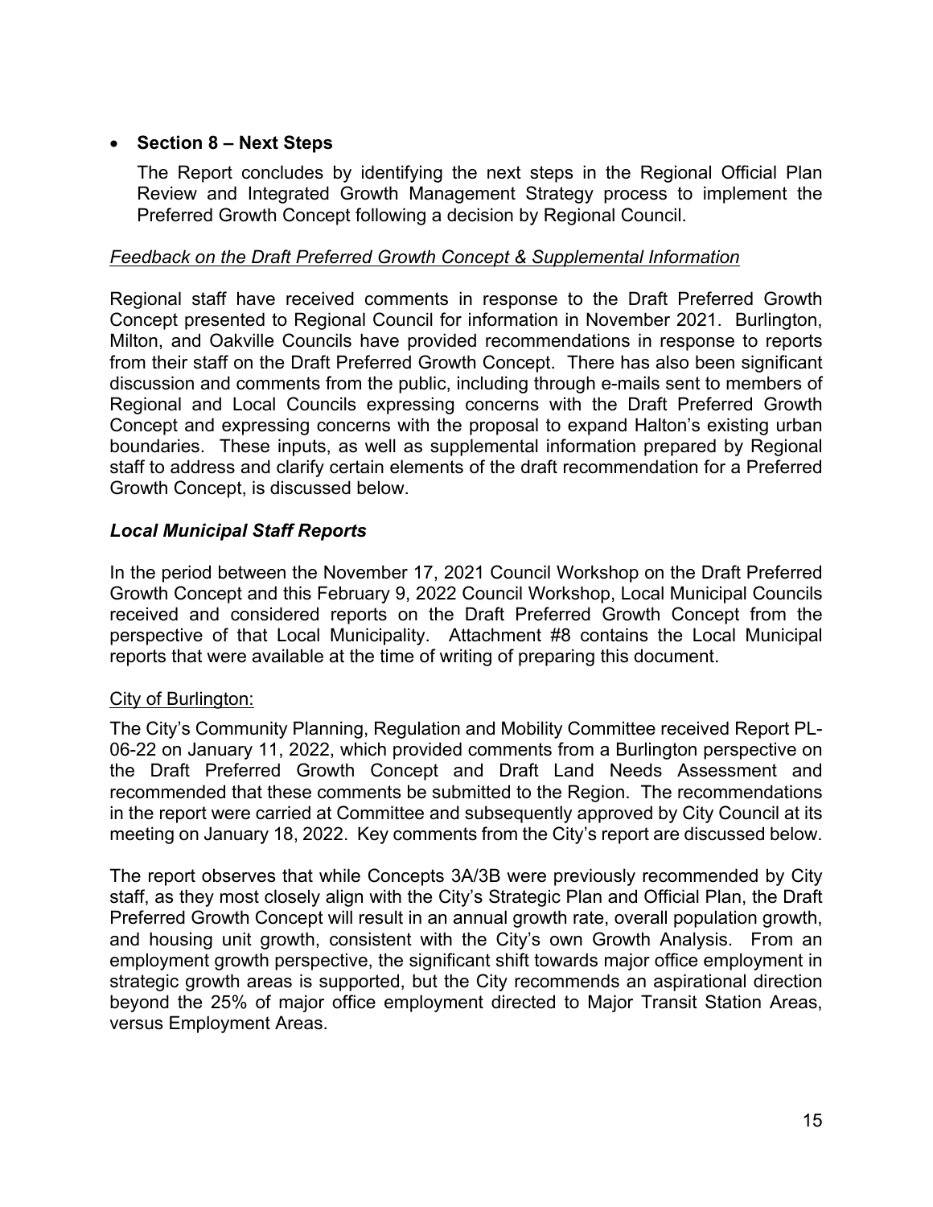- **Section 8 – Next Steps**

  The Report concludes by identifying the next steps in the Regional Official Plan Review and Integrated Growth Management Strategy process to implement the Preferred Growth Concept following a decision by Regional Council.

<u>*Feedback on the Draft Preferred Growth Concept & Supplemental Information*</u>

Regional staff have received comments in response to the Draft Preferred Growth Concept presented to Regional Council for information in November 2021. Burlington, Milton, and Oakville Councils have provided recommendations in response to reports from their staff on the Draft Preferred Growth Concept. There has also been significant discussion and comments from the public, including through e-mails sent to members of Regional and Local Councils expressing concerns with the Draft Preferred Growth Concept and expressing concerns with the proposal to expand Halton's existing urban boundaries. These inputs, as well as supplemental information prepared by Regional staff to address and clarify certain elements of the draft recommendation for a Preferred Growth Concept, is discussed below.

### *Local Municipal Staff Reports*

In the period between the November 17, 2021 Council Workshop on the Draft Preferred Growth Concept and this February 9, 2022 Council Workshop, Local Municipal Councils received and considered reports on the Draft Preferred Growth Concept from the perspective of that Local Municipality. Attachment #8 contains the Local Municipal reports that were available at the time of writing of preparing this document.

<u>City of Burlington:</u>

The City's Community Planning, Regulation and Mobility Committee received Report PL-06-22 on January 11, 2022, which provided comments from a Burlington perspective on the Draft Preferred Growth Concept and Draft Land Needs Assessment and recommended that these comments be submitted to the Region. The recommendations in the report were carried at Committee and subsequently approved by City Council at its meeting on January 18, 2022. Key comments from the City's report are discussed below.

The report observes that while Concepts 3A/3B were previously recommended by City staff, as they most closely align with the City's Strategic Plan and Official Plan, the Draft Preferred Growth Concept will result in an annual growth rate, overall population growth, and housing unit growth, consistent with the City's own Growth Analysis. From an employment growth perspective, the significant shift towards major office employment in strategic growth areas is supported, but the City recommends an aspirational direction beyond the 25% of major office employment directed to Major Transit Station Areas, versus Employment Areas.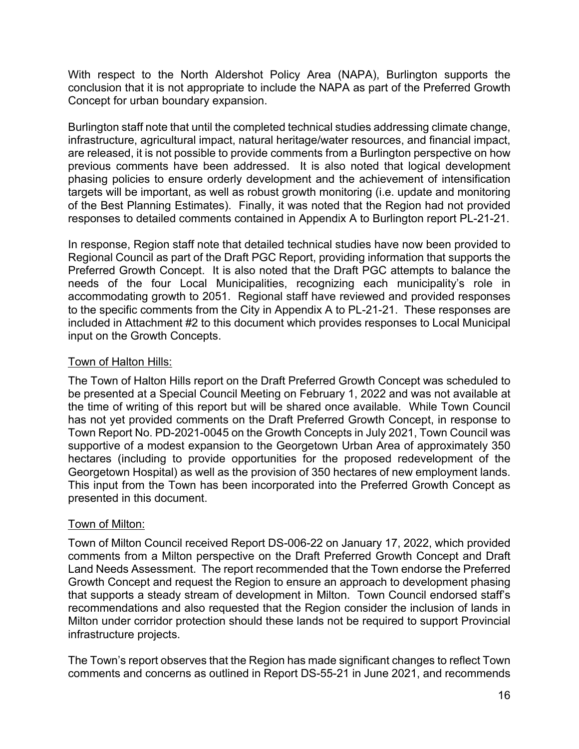With respect to the North Aldershot Policy Area (NAPA), Burlington supports the conclusion that it is not appropriate to include the NAPA as part of the Preferred Growth Concept for urban boundary expansion.

Burlington staff note that until the completed technical studies addressing climate change, infrastructure, agricultural impact, natural heritage/water resources, and financial impact, are released, it is not possible to provide comments from a Burlington perspective on how previous comments have been addressed. It is also noted that logical development phasing policies to ensure orderly development and the achievement of intensification targets will be important, as well as robust growth monitoring (i.e. update and monitoring of the Best Planning Estimates). Finally, it was noted that the Region had not provided responses to detailed comments contained in Appendix A to Burlington report PL-21-21.

In response, Region staff note that detailed technical studies have now been provided to Regional Council as part of the Draft PGC Report, providing information that supports the Preferred Growth Concept. It is also noted that the Draft PGC attempts to balance the needs of the four Local Municipalities, recognizing each municipality's role in accommodating growth to 2051. Regional staff have reviewed and provided responses to the specific comments from the City in Appendix A to PL-21-21. These responses are included in Attachment #2 to this document which provides responses to Local Municipal input on the Growth Concepts.

#### Town of Halton Hills:

The Town of Halton Hills report on the Draft Preferred Growth Concept was scheduled to be presented at a Special Council Meeting on February 1, 2022 and was not available at the time of writing of this report but will be shared once available. While Town Council has not yet provided comments on the Draft Preferred Growth Concept, in response to Town Report No. PD-2021-0045 on the Growth Concepts in July 2021, Town Council was supportive of a modest expansion to the Georgetown Urban Area of approximately 350 hectares (including to provide opportunities for the proposed redevelopment of the Georgetown Hospital) as well as the provision of 350 hectares of new employment lands. This input from the Town has been incorporated into the Preferred Growth Concept as presented in this document.

#### Town of Milton:

Town of Milton Council received Report DS-006-22 on January 17, 2022, which provided comments from a Milton perspective on the Draft Preferred Growth Concept and Draft Land Needs Assessment. The report recommended that the Town endorse the Preferred Growth Concept and request the Region to ensure an approach to development phasing that supports a steady stream of development in Milton. Town Council endorsed staff's recommendations and also requested that the Region consider the inclusion of lands in Milton under corridor protection should these lands not be required to support Provincial infrastructure projects.

The Town's report observes that the Region has made significant changes to reflect Town comments and concerns as outlined in Report DS-55-21 in June 2021, and recommends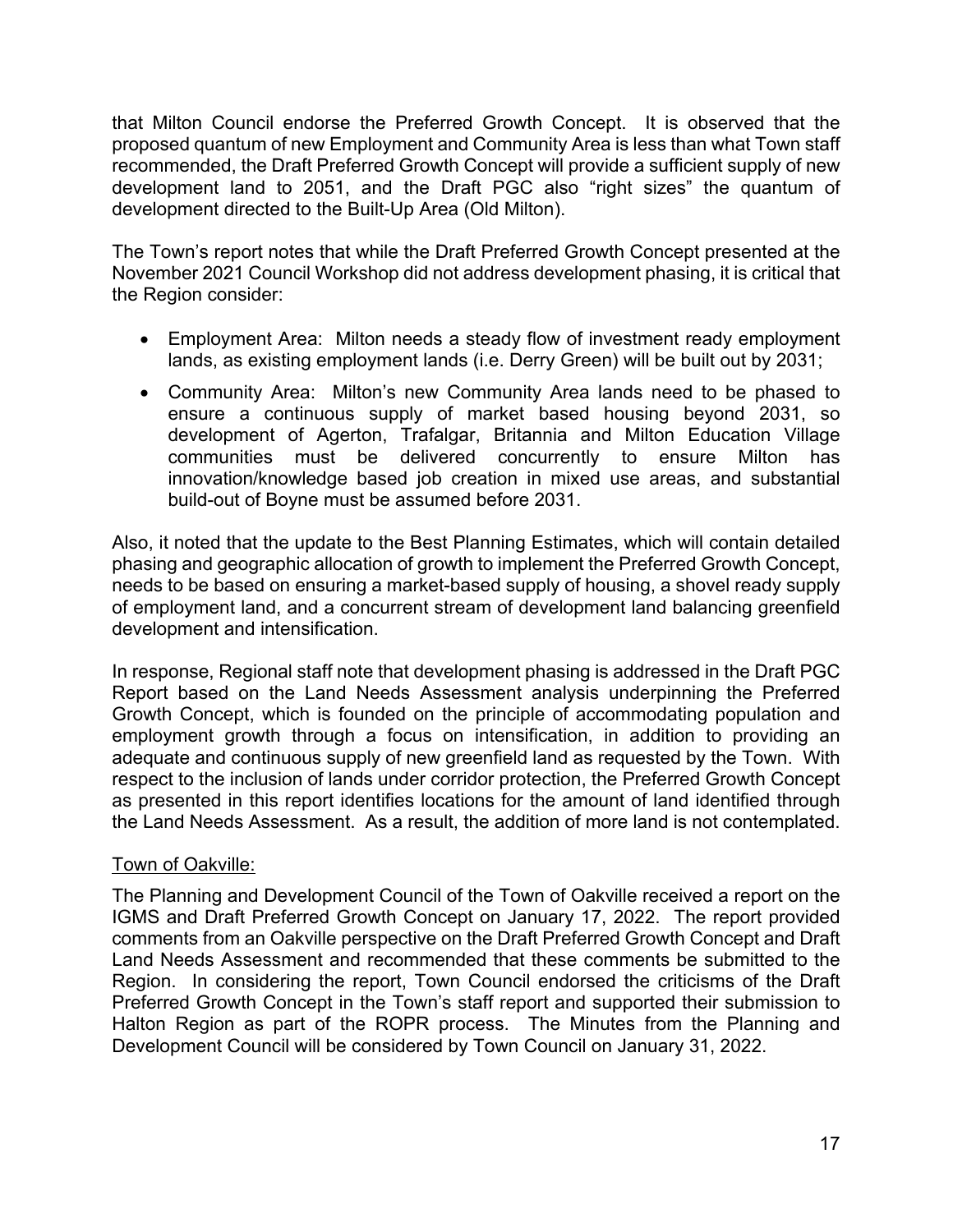that Milton Council endorse the Preferred Growth Concept. It is observed that the proposed quantum of new Employment and Community Area is less than what Town staff recommended, the Draft Preferred Growth Concept will provide a sufficient supply of new development land to 2051, and the Draft PGC also "right sizes" the quantum of development directed to the Built-Up Area (Old Milton).

The Town's report notes that while the Draft Preferred Growth Concept presented at the November 2021 Council Workshop did not address development phasing, it is critical that the Region consider:

- Employment Area: Milton needs a steady flow of investment ready employment lands, as existing employment lands (i.e. Derry Green) will be built out by 2031;
- Community Area: Milton's new Community Area lands need to be phased to ensure a continuous supply of market based housing beyond 2031, so development of Agerton, Trafalgar, Britannia and Milton Education Village communities must be delivered concurrently to ensure Milton has innovation/knowledge based job creation in mixed use areas, and substantial build-out of Boyne must be assumed before 2031.

Also, it noted that the update to the Best Planning Estimates, which will contain detailed phasing and geographic allocation of growth to implement the Preferred Growth Concept, needs to be based on ensuring a market-based supply of housing, a shovel ready supply of employment land, and a concurrent stream of development land balancing greenfield development and intensification.

In response, Regional staff note that development phasing is addressed in the Draft PGC Report based on the Land Needs Assessment analysis underpinning the Preferred Growth Concept, which is founded on the principle of accommodating population and employment growth through a focus on intensification, in addition to providing an adequate and continuous supply of new greenfield land as requested by the Town. With respect to the inclusion of lands under corridor protection, the Preferred Growth Concept as presented in this report identifies locations for the amount of land identified through the Land Needs Assessment. As a result, the addition of more land is not contemplated.

Town of Oakville:

The Planning and Development Council of the Town of Oakville received a report on the IGMS and Draft Preferred Growth Concept on January 17, 2022. The report provided comments from an Oakville perspective on the Draft Preferred Growth Concept and Draft Land Needs Assessment and recommended that these comments be submitted to the Region. In considering the report, Town Council endorsed the criticisms of the Draft Preferred Growth Concept in the Town's staff report and supported their submission to Halton Region as part of the ROPR process. The Minutes from the Planning and Development Council will be considered by Town Council on January 31, 2022.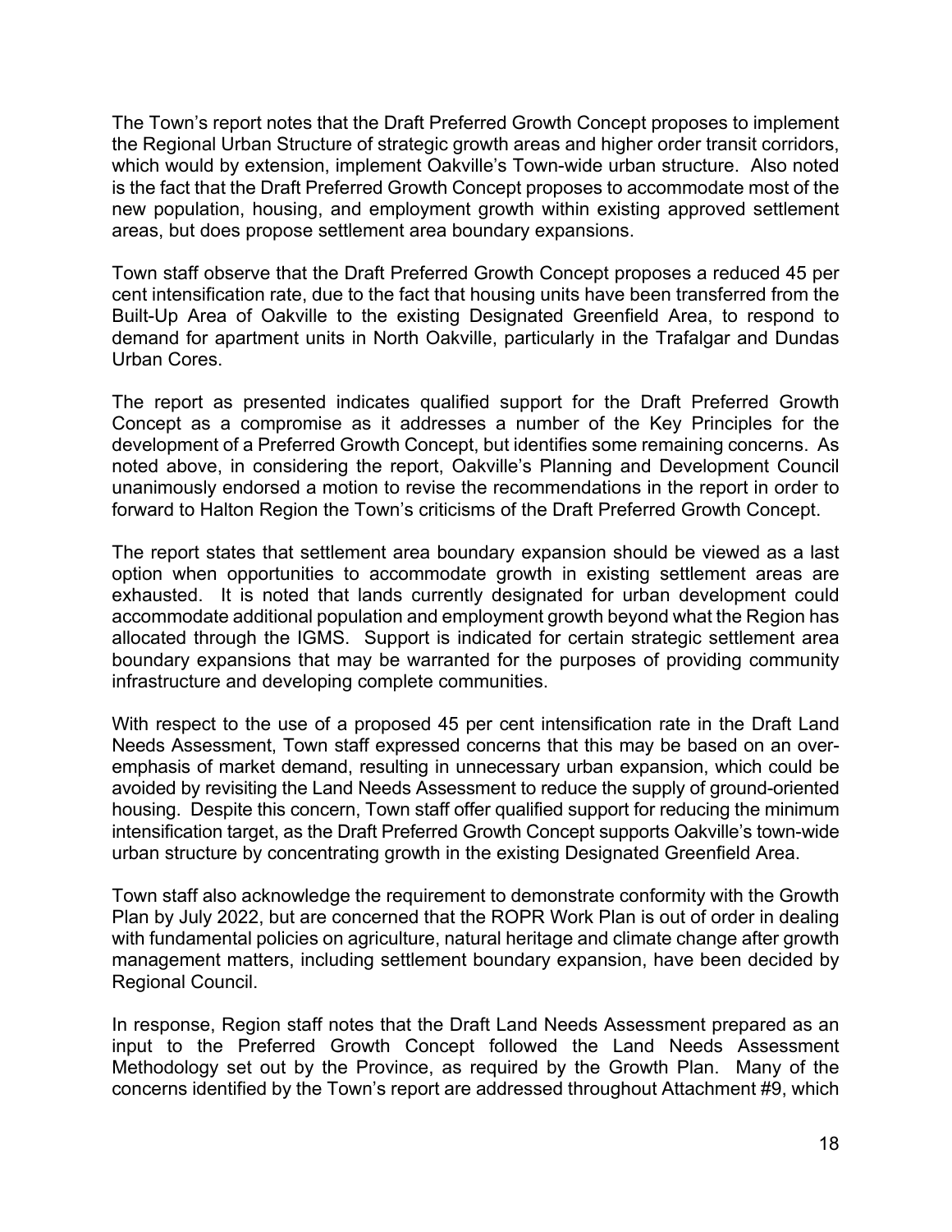The Town's report notes that the Draft Preferred Growth Concept proposes to implement the Regional Urban Structure of strategic growth areas and higher order transit corridors, which would by extension, implement Oakville's Town-wide urban structure. Also noted is the fact that the Draft Preferred Growth Concept proposes to accommodate most of the new population, housing, and employment growth within existing approved settlement areas, but does propose settlement area boundary expansions.

Town staff observe that the Draft Preferred Growth Concept proposes a reduced 45 per cent intensification rate, due to the fact that housing units have been transferred from the Built-Up Area of Oakville to the existing Designated Greenfield Area, to respond to demand for apartment units in North Oakville, particularly in the Trafalgar and Dundas Urban Cores.

The report as presented indicates qualified support for the Draft Preferred Growth Concept as a compromise as it addresses a number of the Key Principles for the development of a Preferred Growth Concept, but identifies some remaining concerns. As noted above, in considering the report, Oakville's Planning and Development Council unanimously endorsed a motion to revise the recommendations in the report in order to forward to Halton Region the Town's criticisms of the Draft Preferred Growth Concept.

The report states that settlement area boundary expansion should be viewed as a last option when opportunities to accommodate growth in existing settlement areas are exhausted. It is noted that lands currently designated for urban development could accommodate additional population and employment growth beyond what the Region has allocated through the IGMS. Support is indicated for certain strategic settlement area boundary expansions that may be warranted for the purposes of providing community infrastructure and developing complete communities.

With respect to the use of a proposed 45 per cent intensification rate in the Draft Land Needs Assessment, Town staff expressed concerns that this may be based on an over-emphasis of market demand, resulting in unnecessary urban expansion, which could be avoided by revisiting the Land Needs Assessment to reduce the supply of ground-oriented housing. Despite this concern, Town staff offer qualified support for reducing the minimum intensification target, as the Draft Preferred Growth Concept supports Oakville's town-wide urban structure by concentrating growth in the existing Designated Greenfield Area.

Town staff also acknowledge the requirement to demonstrate conformity with the Growth Plan by July 2022, but are concerned that the ROPR Work Plan is out of order in dealing with fundamental policies on agriculture, natural heritage and climate change after growth management matters, including settlement boundary expansion, have been decided by Regional Council.

In response, Region staff notes that the Draft Land Needs Assessment prepared as an input to the Preferred Growth Concept followed the Land Needs Assessment Methodology set out by the Province, as required by the Growth Plan. Many of the concerns identified by the Town's report are addressed throughout Attachment #9, which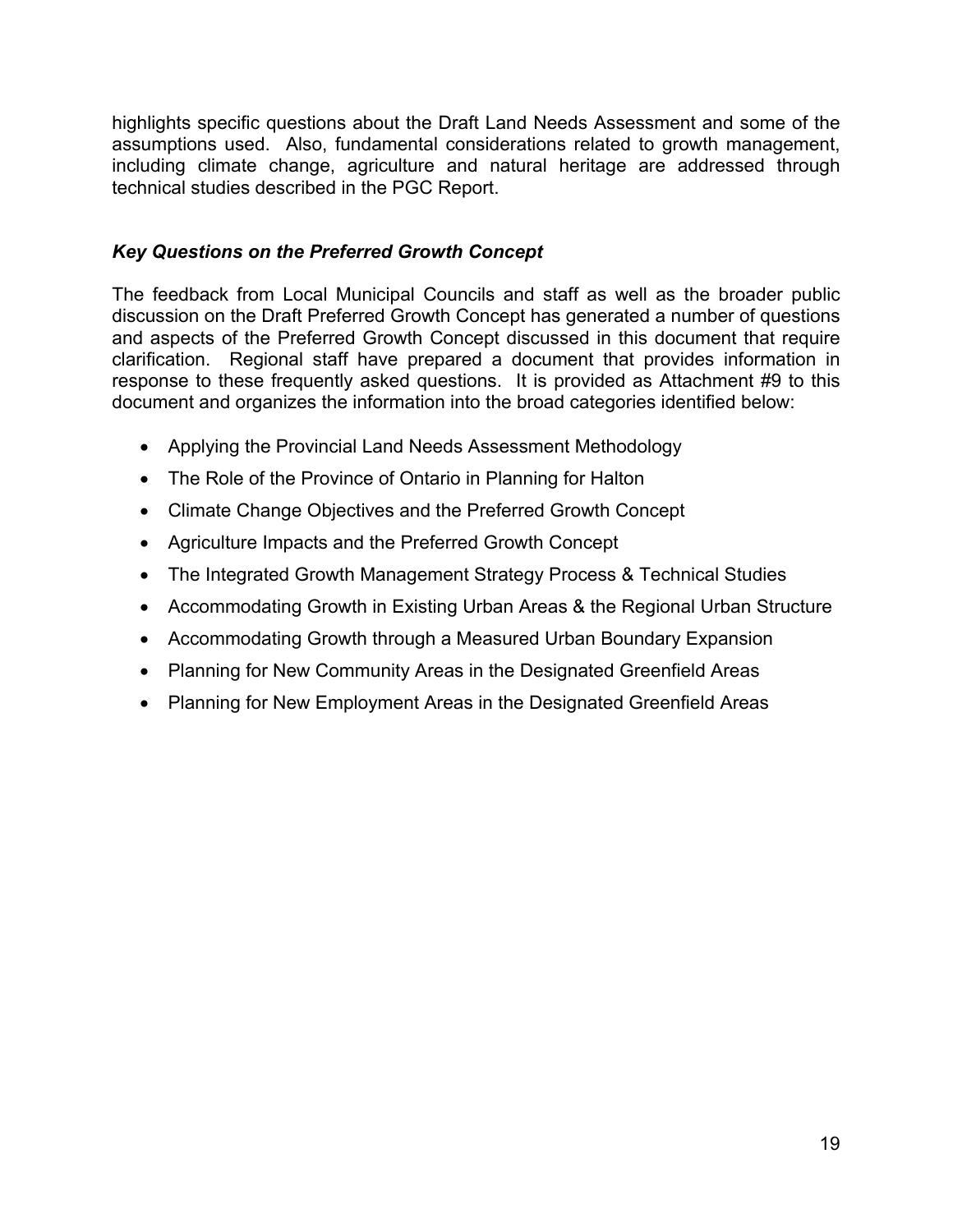highlights specific questions about the Draft Land Needs Assessment and some of the assumptions used. Also, fundamental considerations related to growth management, including climate change, agriculture and natural heritage are addressed through technical studies described in the PGC Report.

### *Key Questions on the Preferred Growth Concept*

The feedback from Local Municipal Councils and staff as well as the broader public discussion on the Draft Preferred Growth Concept has generated a number of questions and aspects of the Preferred Growth Concept discussed in this document that require clarification. Regional staff have prepared a document that provides information in response to these frequently asked questions. It is provided as Attachment #9 to this document and organizes the information into the broad categories identified below:

- Applying the Provincial Land Needs Assessment Methodology
- The Role of the Province of Ontario in Planning for Halton
- Climate Change Objectives and the Preferred Growth Concept
- Agriculture Impacts and the Preferred Growth Concept
- The Integrated Growth Management Strategy Process & Technical Studies
- Accommodating Growth in Existing Urban Areas & the Regional Urban Structure
- Accommodating Growth through a Measured Urban Boundary Expansion
- Planning for New Community Areas in the Designated Greenfield Areas
- Planning for New Employment Areas in the Designated Greenfield Areas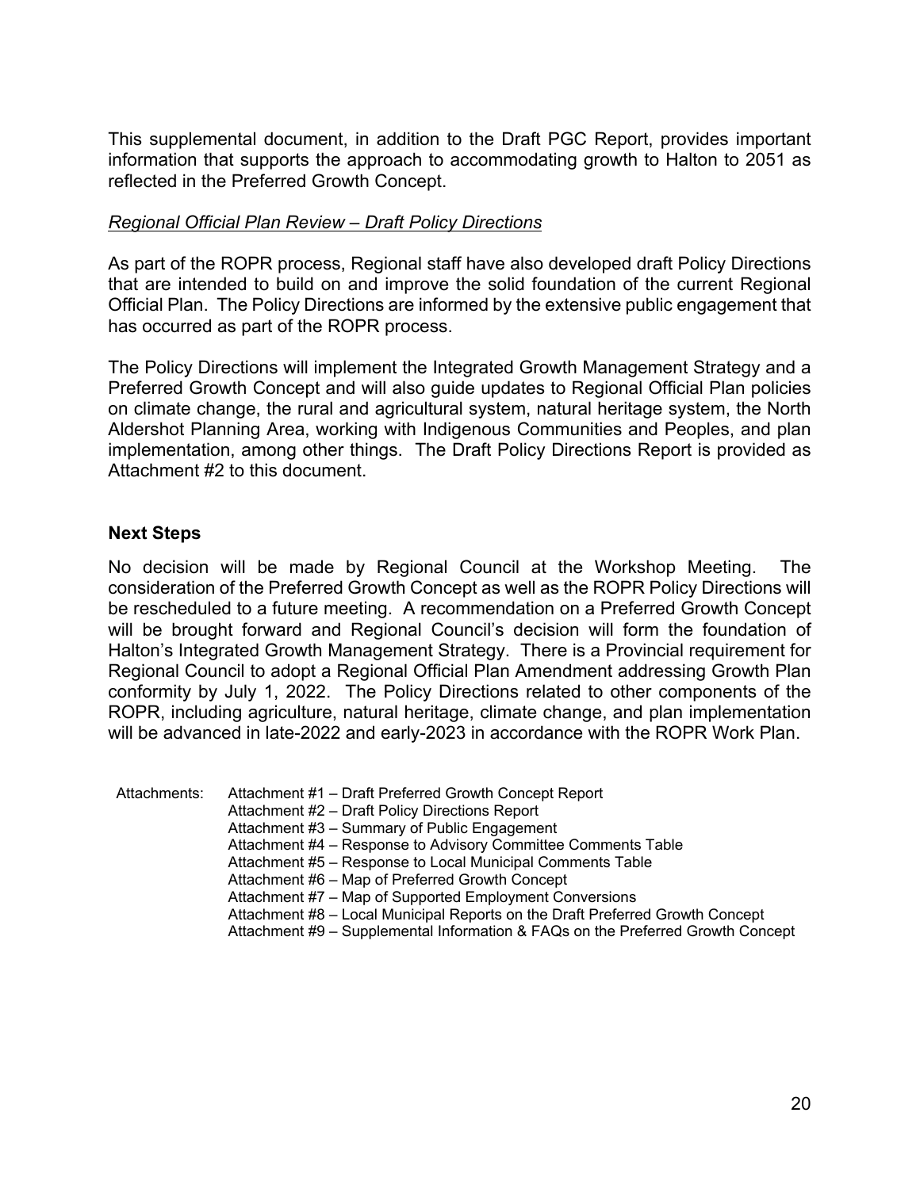This supplemental document, in addition to the Draft PGC Report, provides important information that supports the approach to accommodating growth to Halton to 2051 as reflected in the Preferred Growth Concept.

*Regional Official Plan Review – Draft Policy Directions*

As part of the ROPR process, Regional staff have also developed draft Policy Directions that are intended to build on and improve the solid foundation of the current Regional Official Plan. The Policy Directions are informed by the extensive public engagement that has occurred as part of the ROPR process.

The Policy Directions will implement the Integrated Growth Management Strategy and a Preferred Growth Concept and will also guide updates to Regional Official Plan policies on climate change, the rural and agricultural system, natural heritage system, the North Aldershot Planning Area, working with Indigenous Communities and Peoples, and plan implementation, among other things. The Draft Policy Directions Report is provided as Attachment #2 to this document.

**Next Steps**

No decision will be made by Regional Council at the Workshop Meeting. The consideration of the Preferred Growth Concept as well as the ROPR Policy Directions will be rescheduled to a future meeting. A recommendation on a Preferred Growth Concept will be brought forward and Regional Council's decision will form the foundation of Halton's Integrated Growth Management Strategy. There is a Provincial requirement for Regional Council to adopt a Regional Official Plan Amendment addressing Growth Plan conformity by July 1, 2022. The Policy Directions related to other components of the ROPR, including agriculture, natural heritage, climate change, and plan implementation will be advanced in late-2022 and early-2023 in accordance with the ROPR Work Plan.

Attachments:
- Attachment #1 – Draft Preferred Growth Concept Report
- Attachment #2 – Draft Policy Directions Report
- Attachment #3 – Summary of Public Engagement
- Attachment #4 – Response to Advisory Committee Comments Table
- Attachment #5 – Response to Local Municipal Comments Table
- Attachment #6 – Map of Preferred Growth Concept
- Attachment #7 – Map of Supported Employment Conversions
- Attachment #8 – Local Municipal Reports on the Draft Preferred Growth Concept
- Attachment #9 – Supplemental Information & FAQs on the Preferred Growth Concept